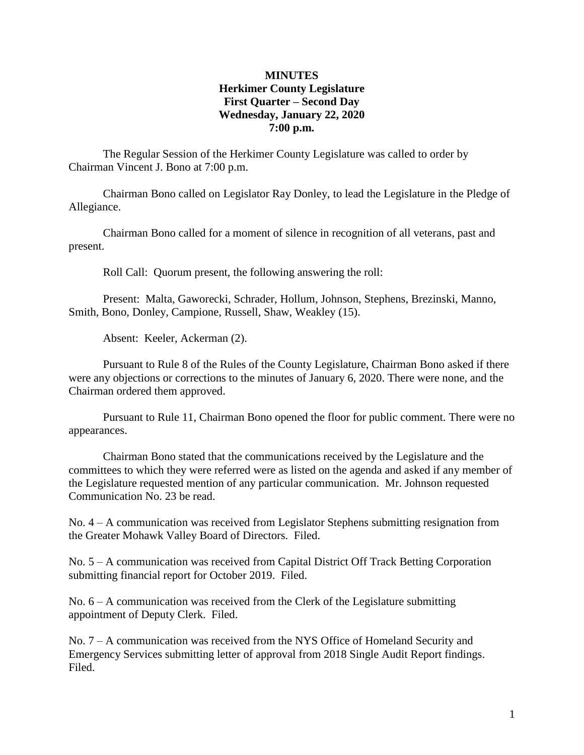**MINUTES**
**Herkimer County Legislature**
**First Quarter – Second Day**
**Wednesday, January 22, 2020**
**7:00 p.m.**

The Regular Session of the Herkimer County Legislature was called to order by Chairman Vincent J. Bono at 7:00 p.m.

Chairman Bono called on Legislator Ray Donley, to lead the Legislature in the Pledge of Allegiance.

Chairman Bono called for a moment of silence in recognition of all veterans, past and present.

Roll Call: Quorum present, the following answering the roll:

Present: Malta, Gaworecki, Schrader, Hollum, Johnson, Stephens, Brezinski, Manno, Smith, Bono, Donley, Campione, Russell, Shaw, Weakley (15).

Absent: Keeler, Ackerman (2).

Pursuant to Rule 8 of the Rules of the County Legislature, Chairman Bono asked if there were any objections or corrections to the minutes of January 6, 2020. There were none, and the Chairman ordered them approved.

Pursuant to Rule 11, Chairman Bono opened the floor for public comment. There were no appearances.

Chairman Bono stated that the communications received by the Legislature and the committees to which they were referred were as listed on the agenda and asked if any member of the Legislature requested mention of any particular communication. Mr. Johnson requested Communication No. 23 be read.

No. 4 – A communication was received from Legislator Stephens submitting resignation from the Greater Mohawk Valley Board of Directors. Filed.

No. 5 – A communication was received from Capital District Off Track Betting Corporation submitting financial report for October 2019. Filed.

No. 6 – A communication was received from the Clerk of the Legislature submitting appointment of Deputy Clerk. Filed.

No. 7 – A communication was received from the NYS Office of Homeland Security and Emergency Services submitting letter of approval from 2018 Single Audit Report findings. Filed.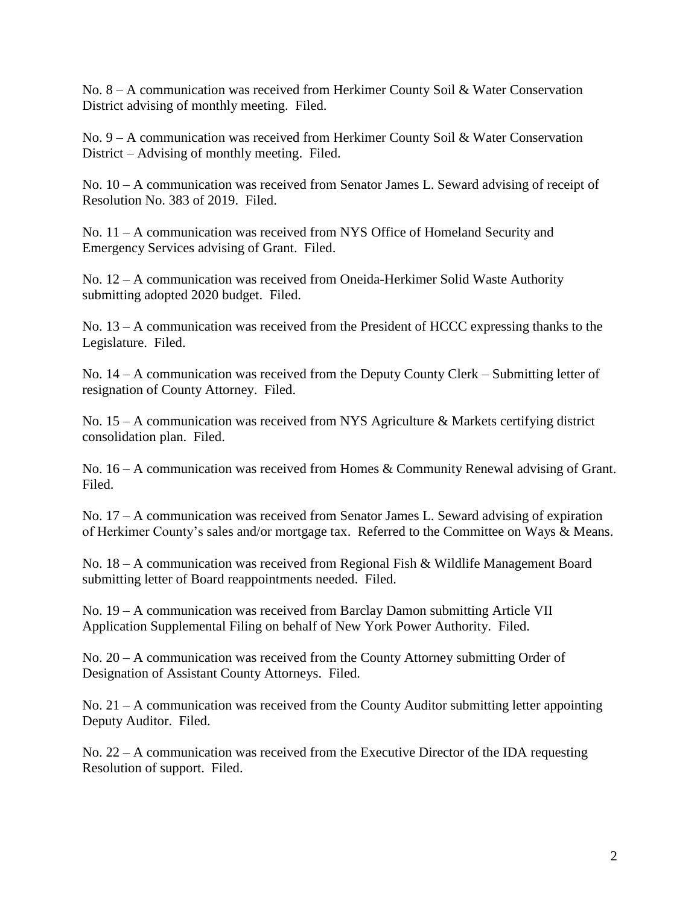No. 8 – A communication was received from Herkimer County Soil & Water Conservation District advising of monthly meeting. Filed.

No. 9 – A communication was received from Herkimer County Soil & Water Conservation District – Advising of monthly meeting. Filed.

No. 10 – A communication was received from Senator James L. Seward advising of receipt of Resolution No. 383 of 2019. Filed.

No. 11 – A communication was received from NYS Office of Homeland Security and Emergency Services advising of Grant. Filed.

No. 12 – A communication was received from Oneida-Herkimer Solid Waste Authority submitting adopted 2020 budget. Filed.

No. 13 – A communication was received from the President of HCCC expressing thanks to the Legislature. Filed.

No. 14 – A communication was received from the Deputy County Clerk – Submitting letter of resignation of County Attorney. Filed.

No. 15 – A communication was received from NYS Agriculture & Markets certifying district consolidation plan. Filed.

No. 16 – A communication was received from Homes & Community Renewal advising of Grant. Filed.

No. 17 – A communication was received from Senator James L. Seward advising of expiration of Herkimer County's sales and/or mortgage tax. Referred to the Committee on Ways & Means.

No. 18 – A communication was received from Regional Fish & Wildlife Management Board submitting letter of Board reappointments needed. Filed.

No. 19 – A communication was received from Barclay Damon submitting Article VII Application Supplemental Filing on behalf of New York Power Authority. Filed.

No. 20 – A communication was received from the County Attorney submitting Order of Designation of Assistant County Attorneys. Filed.

No. 21 – A communication was received from the County Auditor submitting letter appointing Deputy Auditor. Filed.

No. 22 – A communication was received from the Executive Director of the IDA requesting Resolution of support. Filed.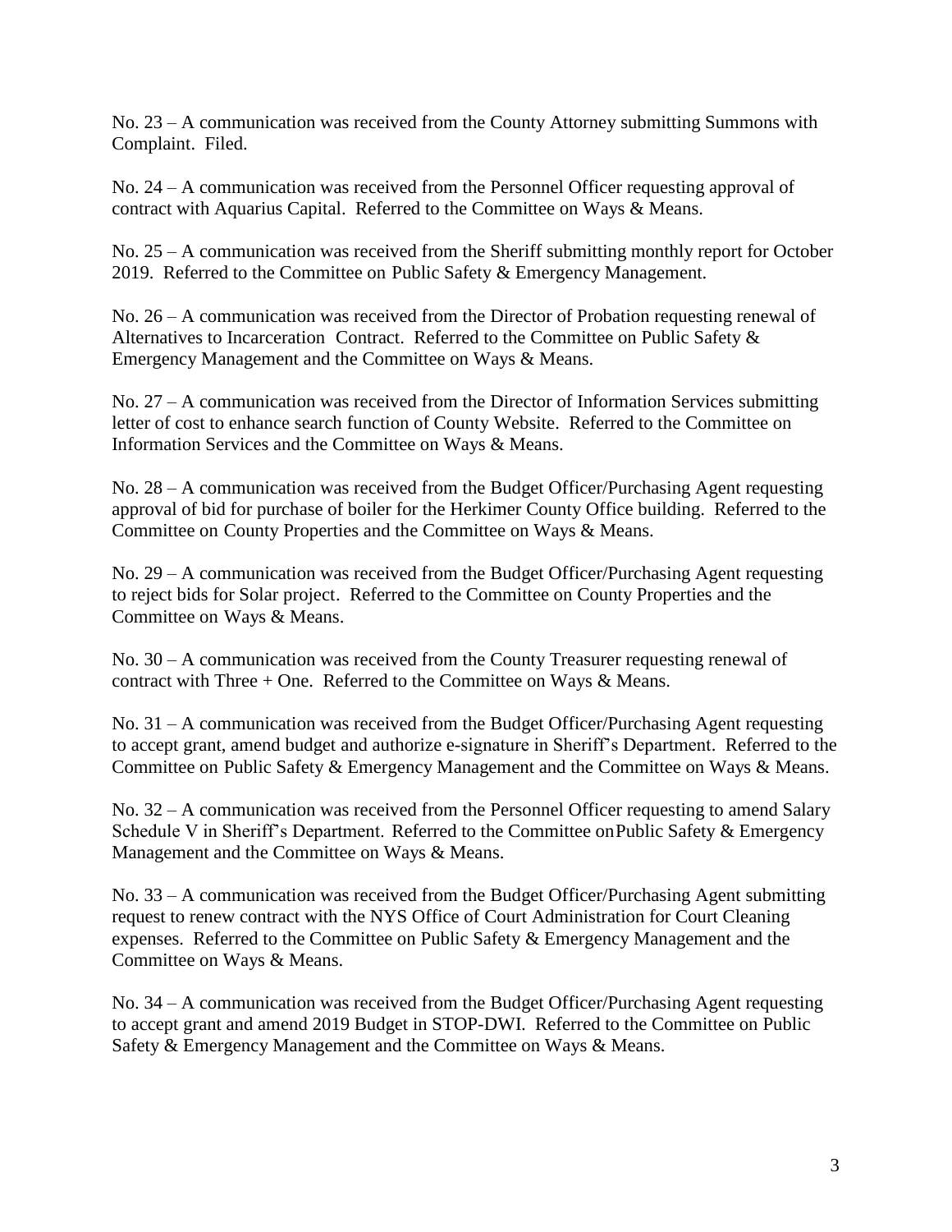No. 23 – A communication was received from the County Attorney submitting Summons with Complaint. Filed.

No. 24 – A communication was received from the Personnel Officer requesting approval of contract with Aquarius Capital. Referred to the Committee on Ways & Means.

No. 25 – A communication was received from the Sheriff submitting monthly report for October 2019. Referred to the Committee on Public Safety & Emergency Management.

No. 26 – A communication was received from the Director of Probation requesting renewal of Alternatives to Incarceration Contract. Referred to the Committee on Public Safety & Emergency Management and the Committee on Ways & Means.

No. 27 – A communication was received from the Director of Information Services submitting letter of cost to enhance search function of County Website. Referred to the Committee on Information Services and the Committee on Ways & Means.

No. 28 – A communication was received from the Budget Officer/Purchasing Agent requesting approval of bid for purchase of boiler for the Herkimer County Office building. Referred to the Committee on County Properties and the Committee on Ways & Means.

No. 29 – A communication was received from the Budget Officer/Purchasing Agent requesting to reject bids for Solar project. Referred to the Committee on County Properties and the Committee on Ways & Means.

No. 30 – A communication was received from the County Treasurer requesting renewal of contract with Three + One. Referred to the Committee on Ways & Means.

No. 31 – A communication was received from the Budget Officer/Purchasing Agent requesting to accept grant, amend budget and authorize e-signature in Sheriff's Department. Referred to the Committee on Public Safety & Emergency Management and the Committee on Ways & Means.

No. 32 – A communication was received from the Personnel Officer requesting to amend Salary Schedule V in Sheriff's Department. Referred to the Committee onPublic Safety & Emergency Management and the Committee on Ways & Means.

No. 33 – A communication was received from the Budget Officer/Purchasing Agent submitting request to renew contract with the NYS Office of Court Administration for Court Cleaning expenses. Referred to the Committee on Public Safety & Emergency Management and the Committee on Ways & Means.

No. 34 – A communication was received from the Budget Officer/Purchasing Agent requesting to accept grant and amend 2019 Budget in STOP-DWI. Referred to the Committee on Public Safety & Emergency Management and the Committee on Ways & Means.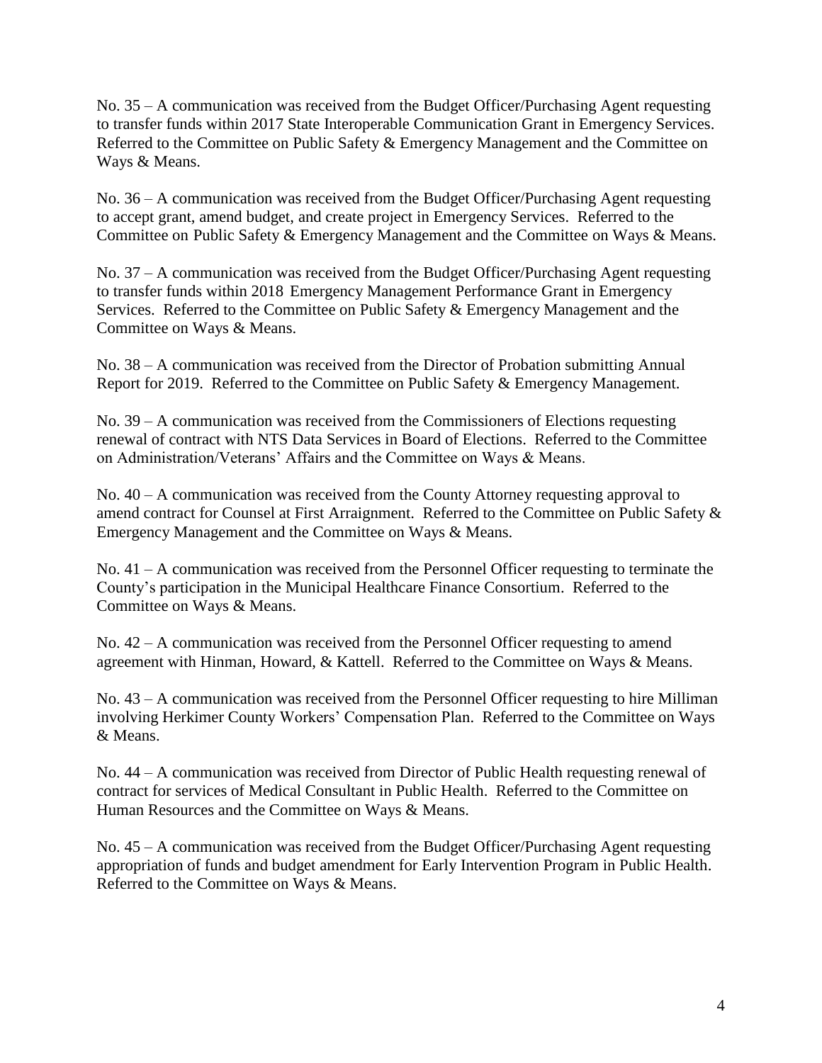No. 35 – A communication was received from the Budget Officer/Purchasing Agent requesting to transfer funds within 2017 State Interoperable Communication Grant in Emergency Services. Referred to the Committee on Public Safety & Emergency Management and the Committee on Ways & Means.

No. 36 – A communication was received from the Budget Officer/Purchasing Agent requesting to accept grant, amend budget, and create project in Emergency Services. Referred to the Committee on Public Safety & Emergency Management and the Committee on Ways & Means.

No. 37 – A communication was received from the Budget Officer/Purchasing Agent requesting to transfer funds within 2018 Emergency Management Performance Grant in Emergency Services. Referred to the Committee on Public Safety & Emergency Management and the Committee on Ways & Means.

No. 38 – A communication was received from the Director of Probation submitting Annual Report for 2019. Referred to the Committee on Public Safety & Emergency Management.

No. 39 – A communication was received from the Commissioners of Elections requesting renewal of contract with NTS Data Services in Board of Elections. Referred to the Committee on Administration/Veterans' Affairs and the Committee on Ways & Means.

No. 40 – A communication was received from the County Attorney requesting approval to amend contract for Counsel at First Arraignment. Referred to the Committee on Public Safety & Emergency Management and the Committee on Ways & Means.

No. 41 – A communication was received from the Personnel Officer requesting to terminate the County's participation in the Municipal Healthcare Finance Consortium. Referred to the Committee on Ways & Means.

No. 42 – A communication was received from the Personnel Officer requesting to amend agreement with Hinman, Howard, & Kattell. Referred to the Committee on Ways & Means.

No. 43 – A communication was received from the Personnel Officer requesting to hire Milliman involving Herkimer County Workers' Compensation Plan. Referred to the Committee on Ways & Means.

No. 44 – A communication was received from Director of Public Health requesting renewal of contract for services of Medical Consultant in Public Health. Referred to the Committee on Human Resources and the Committee on Ways & Means.

No. 45 – A communication was received from the Budget Officer/Purchasing Agent requesting appropriation of funds and budget amendment for Early Intervention Program in Public Health. Referred to the Committee on Ways & Means.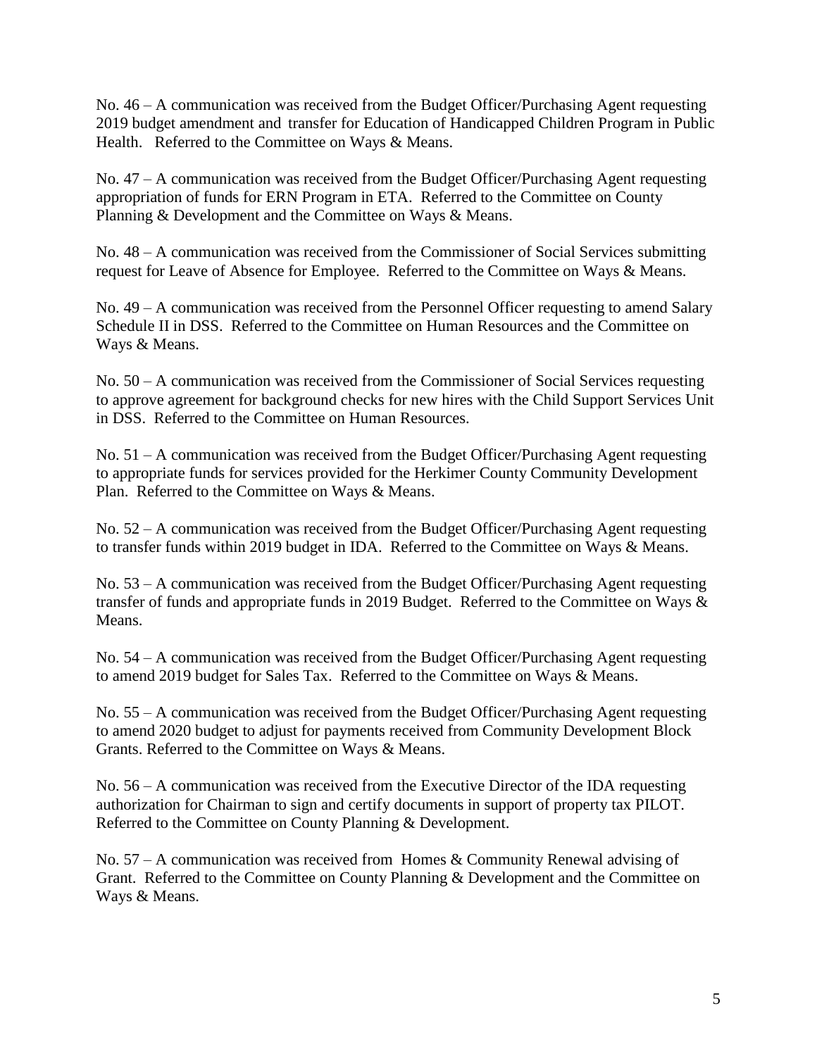No. 46 – A communication was received from the Budget Officer/Purchasing Agent requesting 2019 budget amendment and transfer for Education of Handicapped Children Program in Public Health. Referred to the Committee on Ways & Means.

No. 47 – A communication was received from the Budget Officer/Purchasing Agent requesting appropriation of funds for ERN Program in ETA. Referred to the Committee on County Planning & Development and the Committee on Ways & Means.

No. 48 – A communication was received from the Commissioner of Social Services submitting request for Leave of Absence for Employee. Referred to the Committee on Ways & Means.

No. 49 – A communication was received from the Personnel Officer requesting to amend Salary Schedule II in DSS. Referred to the Committee on Human Resources and the Committee on Ways & Means.

No. 50 – A communication was received from the Commissioner of Social Services requesting to approve agreement for background checks for new hires with the Child Support Services Unit in DSS. Referred to the Committee on Human Resources.

No. 51 – A communication was received from the Budget Officer/Purchasing Agent requesting to appropriate funds for services provided for the Herkimer County Community Development Plan. Referred to the Committee on Ways & Means.

No. 52 – A communication was received from the Budget Officer/Purchasing Agent requesting to transfer funds within 2019 budget in IDA. Referred to the Committee on Ways & Means.

No. 53 – A communication was received from the Budget Officer/Purchasing Agent requesting transfer of funds and appropriate funds in 2019 Budget. Referred to the Committee on Ways & Means.

No. 54 – A communication was received from the Budget Officer/Purchasing Agent requesting to amend 2019 budget for Sales Tax. Referred to the Committee on Ways & Means.

No. 55 – A communication was received from the Budget Officer/Purchasing Agent requesting to amend 2020 budget to adjust for payments received from Community Development Block Grants. Referred to the Committee on Ways & Means.

No. 56 – A communication was received from the Executive Director of the IDA requesting authorization for Chairman to sign and certify documents in support of property tax PILOT. Referred to the Committee on County Planning & Development.

No. 57 – A communication was received from Homes & Community Renewal advising of Grant. Referred to the Committee on County Planning & Development and the Committee on Ways & Means.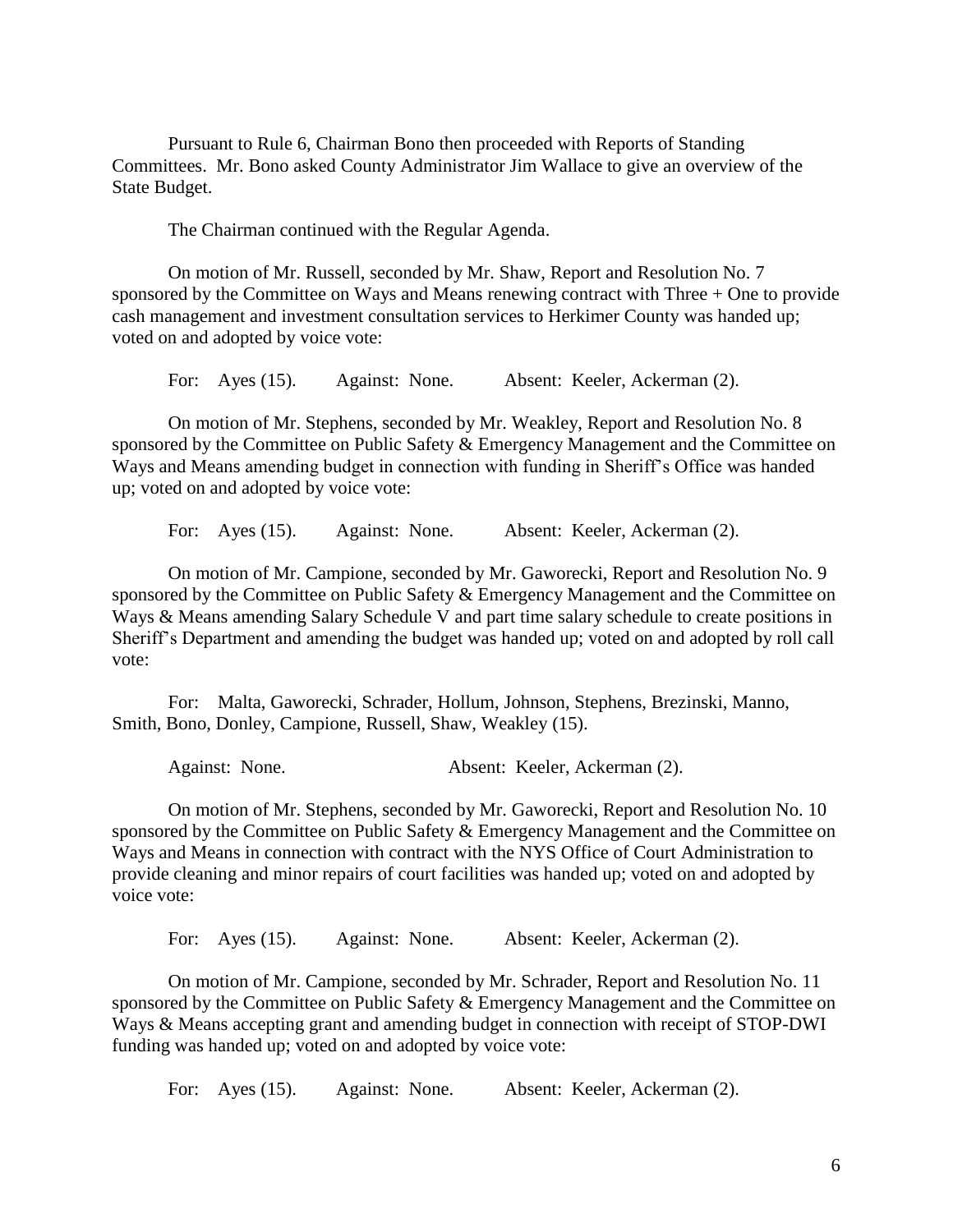Pursuant to Rule 6, Chairman Bono then proceeded with Reports of Standing Committees. Mr. Bono asked County Administrator Jim Wallace to give an overview of the State Budget.

The Chairman continued with the Regular Agenda.

On motion of Mr. Russell, seconded by Mr. Shaw, Report and Resolution No. 7 sponsored by the Committee on Ways and Means renewing contract with Three + One to provide cash management and investment consultation services to Herkimer County was handed up; voted on and adopted by voice vote:

For: Ayes (15). Against: None. Absent: Keeler, Ackerman (2).

On motion of Mr. Stephens, seconded by Mr. Weakley, Report and Resolution No. 8 sponsored by the Committee on Public Safety & Emergency Management and the Committee on Ways and Means amending budget in connection with funding in Sheriff's Office was handed up; voted on and adopted by voice vote:

For: Ayes (15). Against: None. Absent: Keeler, Ackerman (2).

On motion of Mr. Campione, seconded by Mr. Gaworecki, Report and Resolution No. 9 sponsored by the Committee on Public Safety & Emergency Management and the Committee on Ways & Means amending Salary Schedule V and part time salary schedule to create positions in Sheriff's Department and amending the budget was handed up; voted on and adopted by roll call vote:

For: Malta, Gaworecki, Schrader, Hollum, Johnson, Stephens, Brezinski, Manno, Smith, Bono, Donley, Campione, Russell, Shaw, Weakley (15).

Against: None. Absent: Keeler, Ackerman (2).

On motion of Mr. Stephens, seconded by Mr. Gaworecki, Report and Resolution No. 10 sponsored by the Committee on Public Safety & Emergency Management and the Committee on Ways and Means in connection with contract with the NYS Office of Court Administration to provide cleaning and minor repairs of court facilities was handed up; voted on and adopted by voice vote:

For: Ayes (15). Against: None. Absent: Keeler, Ackerman (2).

On motion of Mr. Campione, seconded by Mr. Schrader, Report and Resolution No. 11 sponsored by the Committee on Public Safety & Emergency Management and the Committee on Ways & Means accepting grant and amending budget in connection with receipt of STOP-DWI funding was handed up; voted on and adopted by voice vote:

For: Ayes (15). Against: None. Absent: Keeler, Ackerman (2).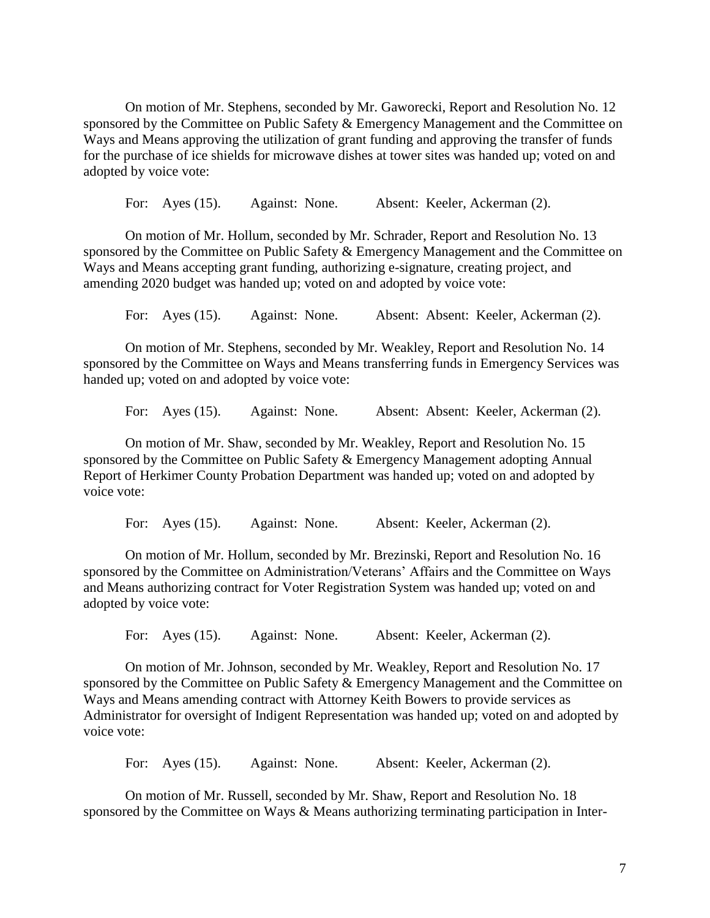On motion of Mr. Stephens, seconded by Mr. Gaworecki, Report and Resolution No. 12 sponsored by the Committee on Public Safety & Emergency Management and the Committee on Ways and Means approving the utilization of grant funding and approving the transfer of funds for the purchase of ice shields for microwave dishes at tower sites was handed up; voted on and adopted by voice vote:

For: Ayes (15). Against: None. Absent: Keeler, Ackerman (2).

On motion of Mr. Hollum, seconded by Mr. Schrader, Report and Resolution No. 13 sponsored by the Committee on Public Safety & Emergency Management and the Committee on Ways and Means accepting grant funding, authorizing e-signature, creating project, and amending 2020 budget was handed up; voted on and adopted by voice vote:

For: Ayes (15). Against: None. Absent: Absent: Keeler, Ackerman (2).

On motion of Mr. Stephens, seconded by Mr. Weakley, Report and Resolution No. 14 sponsored by the Committee on Ways and Means transferring funds in Emergency Services was handed up; voted on and adopted by voice vote:

For: Ayes (15). Against: None. Absent: Absent: Keeler, Ackerman (2).

On motion of Mr. Shaw, seconded by Mr. Weakley, Report and Resolution No. 15 sponsored by the Committee on Public Safety & Emergency Management adopting Annual Report of Herkimer County Probation Department was handed up; voted on and adopted by voice vote:

For: Ayes (15). Against: None. Absent: Keeler, Ackerman (2).

On motion of Mr. Hollum, seconded by Mr. Brezinski, Report and Resolution No. 16 sponsored by the Committee on Administration/Veterans' Affairs and the Committee on Ways and Means authorizing contract for Voter Registration System was handed up; voted on and adopted by voice vote:

For: Ayes (15). Against: None. Absent: Keeler, Ackerman (2).

On motion of Mr. Johnson, seconded by Mr. Weakley, Report and Resolution No. 17 sponsored by the Committee on Public Safety & Emergency Management and the Committee on Ways and Means amending contract with Attorney Keith Bowers to provide services as Administrator for oversight of Indigent Representation was handed up; voted on and adopted by voice vote:

For: Ayes (15). Against: None. Absent: Keeler, Ackerman (2).

On motion of Mr. Russell, seconded by Mr. Shaw, Report and Resolution No. 18 sponsored by the Committee on Ways & Means authorizing terminating participation in Inter-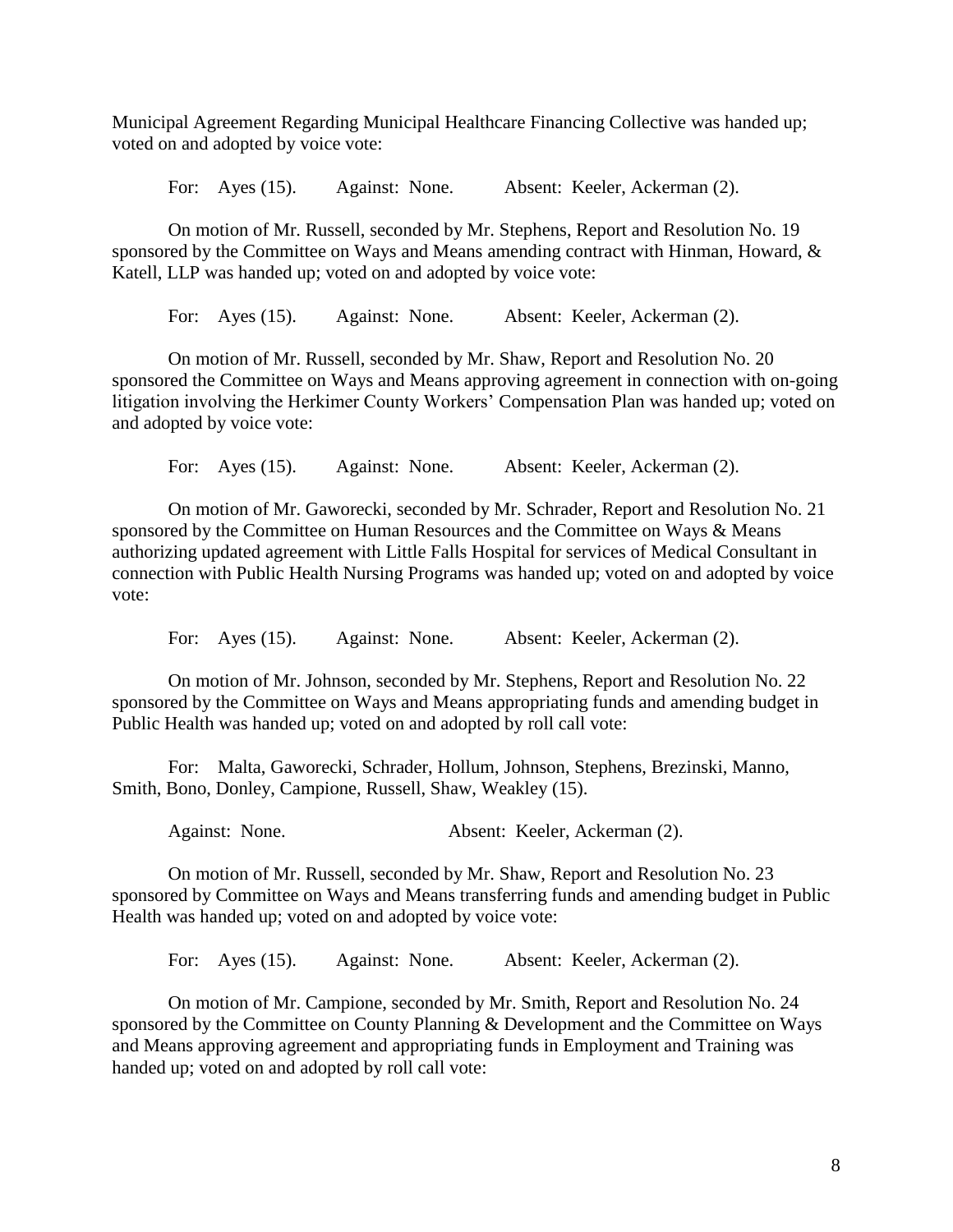Municipal Agreement Regarding Municipal Healthcare Financing Collective was handed up; voted on and adopted by voice vote:

For: Ayes (15). Against: None. Absent: Keeler, Ackerman (2).

On motion of Mr. Russell, seconded by Mr. Stephens, Report and Resolution No. 19 sponsored by the Committee on Ways and Means amending contract with Hinman, Howard, & Katell, LLP was handed up; voted on and adopted by voice vote:

For: Ayes (15). Against: None. Absent: Keeler, Ackerman (2).

On motion of Mr. Russell, seconded by Mr. Shaw, Report and Resolution No. 20 sponsored the Committee on Ways and Means approving agreement in connection with on-going litigation involving the Herkimer County Workers' Compensation Plan was handed up; voted on and adopted by voice vote:

For: Ayes (15). Against: None. Absent: Keeler, Ackerman (2).

On motion of Mr. Gaworecki, seconded by Mr. Schrader, Report and Resolution No. 21 sponsored by the Committee on Human Resources and the Committee on Ways & Means authorizing updated agreement with Little Falls Hospital for services of Medical Consultant in connection with Public Health Nursing Programs was handed up; voted on and adopted by voice vote:

For: Ayes (15). Against: None. Absent: Keeler, Ackerman (2).

On motion of Mr. Johnson, seconded by Mr. Stephens, Report and Resolution No. 22 sponsored by the Committee on Ways and Means appropriating funds and amending budget in Public Health was handed up; voted on and adopted by roll call vote:

For: Malta, Gaworecki, Schrader, Hollum, Johnson, Stephens, Brezinski, Manno, Smith, Bono, Donley, Campione, Russell, Shaw, Weakley (15).

Against: None. Absent: Keeler, Ackerman (2).

On motion of Mr. Russell, seconded by Mr. Shaw, Report and Resolution No. 23 sponsored by Committee on Ways and Means transferring funds and amending budget in Public Health was handed up; voted on and adopted by voice vote:

For: Ayes (15). Against: None. Absent: Keeler, Ackerman (2).

On motion of Mr. Campione, seconded by Mr. Smith, Report and Resolution No. 24 sponsored by the Committee on County Planning & Development and the Committee on Ways and Means approving agreement and appropriating funds in Employment and Training was handed up; voted on and adopted by roll call vote: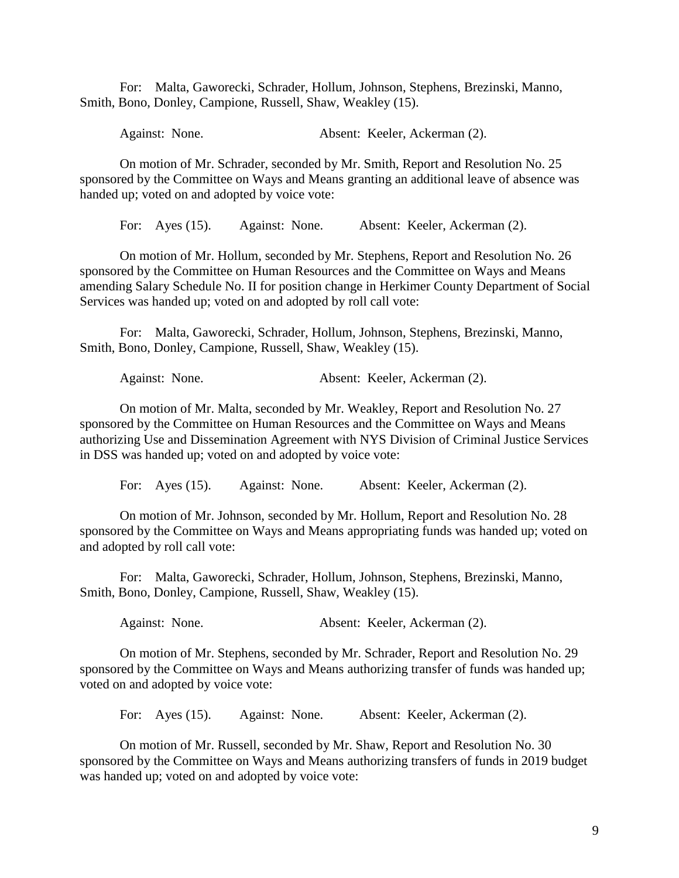For: Malta, Gaworecki, Schrader, Hollum, Johnson, Stephens, Brezinski, Manno, Smith, Bono, Donley, Campione, Russell, Shaw, Weakley (15).

Against: None. Absent: Keeler, Ackerman (2).

On motion of Mr. Schrader, seconded by Mr. Smith, Report and Resolution No. 25 sponsored by the Committee on Ways and Means granting an additional leave of absence was handed up; voted on and adopted by voice vote:

For: Ayes (15). Against: None. Absent: Keeler, Ackerman (2).

On motion of Mr. Hollum, seconded by Mr. Stephens, Report and Resolution No. 26 sponsored by the Committee on Human Resources and the Committee on Ways and Means amending Salary Schedule No. II for position change in Herkimer County Department of Social Services was handed up; voted on and adopted by roll call vote:

For: Malta, Gaworecki, Schrader, Hollum, Johnson, Stephens, Brezinski, Manno, Smith, Bono, Donley, Campione, Russell, Shaw, Weakley (15).

Against: None. Absent: Keeler, Ackerman (2).

On motion of Mr. Malta, seconded by Mr. Weakley, Report and Resolution No. 27 sponsored by the Committee on Human Resources and the Committee on Ways and Means authorizing Use and Dissemination Agreement with NYS Division of Criminal Justice Services in DSS was handed up; voted on and adopted by voice vote:

For: Ayes (15). Against: None. Absent: Keeler, Ackerman (2).

On motion of Mr. Johnson, seconded by Mr. Hollum, Report and Resolution No. 28 sponsored by the Committee on Ways and Means appropriating funds was handed up; voted on and adopted by roll call vote:

For: Malta, Gaworecki, Schrader, Hollum, Johnson, Stephens, Brezinski, Manno, Smith, Bono, Donley, Campione, Russell, Shaw, Weakley (15).

Against: None. Absent: Keeler, Ackerman (2).

On motion of Mr. Stephens, seconded by Mr. Schrader, Report and Resolution No. 29 sponsored by the Committee on Ways and Means authorizing transfer of funds was handed up; voted on and adopted by voice vote:

For: Ayes (15). Against: None. Absent: Keeler, Ackerman (2).

On motion of Mr. Russell, seconded by Mr. Shaw, Report and Resolution No. 30 sponsored by the Committee on Ways and Means authorizing transfers of funds in 2019 budget was handed up; voted on and adopted by voice vote: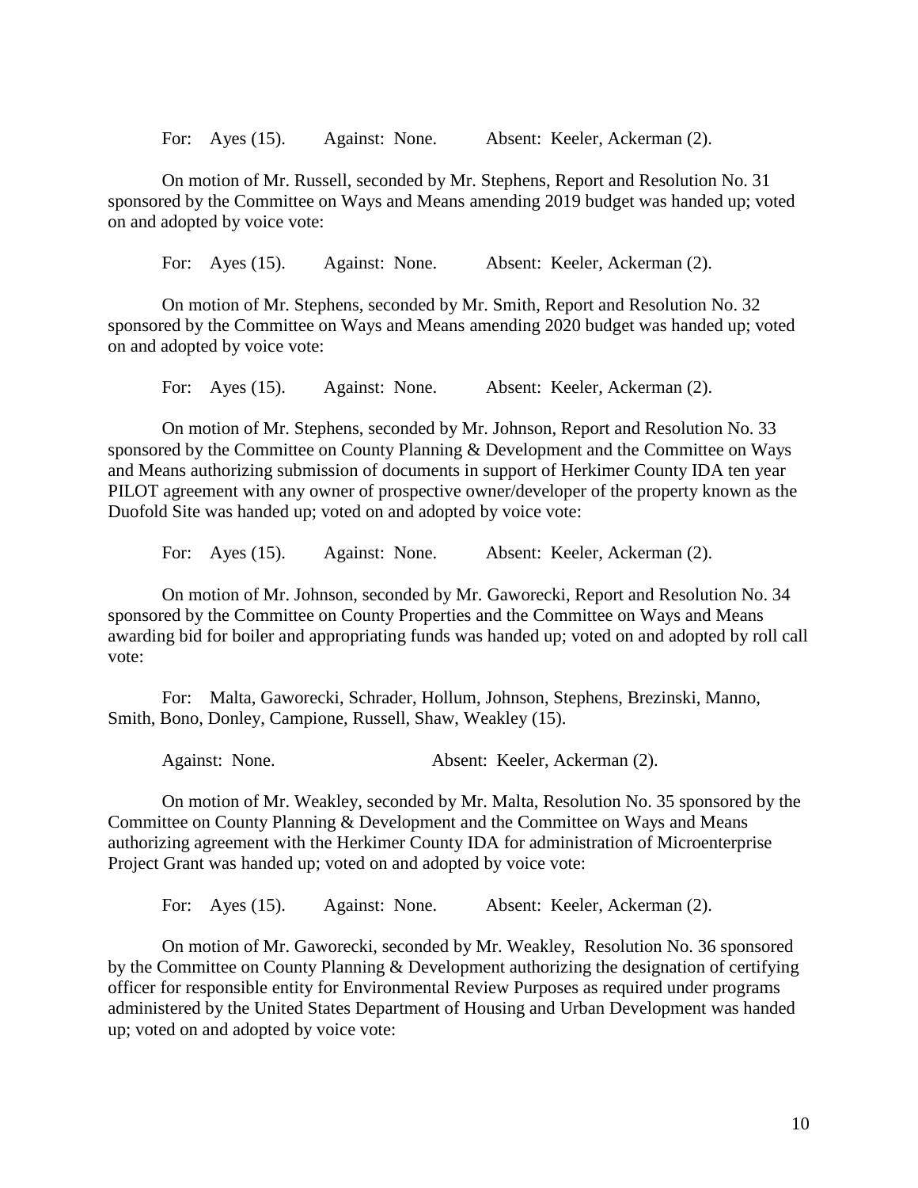For: Ayes (15). Against: None. Absent: Keeler, Ackerman (2).

On motion of Mr. Russell, seconded by Mr. Stephens, Report and Resolution No. 31 sponsored by the Committee on Ways and Means amending 2019 budget was handed up; voted on and adopted by voice vote:

For: Ayes (15). Against: None. Absent: Keeler, Ackerman (2).

On motion of Mr. Stephens, seconded by Mr. Smith, Report and Resolution No. 32 sponsored by the Committee on Ways and Means amending 2020 budget was handed up; voted on and adopted by voice vote:

For: Ayes (15). Against: None. Absent: Keeler, Ackerman (2).

On motion of Mr. Stephens, seconded by Mr. Johnson, Report and Resolution No. 33 sponsored by the Committee on County Planning & Development and the Committee on Ways and Means authorizing submission of documents in support of Herkimer County IDA ten year PILOT agreement with any owner of prospective owner/developer of the property known as the Duofold Site was handed up; voted on and adopted by voice vote:

For: Ayes (15). Against: None. Absent: Keeler, Ackerman (2).

On motion of Mr. Johnson, seconded by Mr. Gaworecki, Report and Resolution No. 34 sponsored by the Committee on County Properties and the Committee on Ways and Means awarding bid for boiler and appropriating funds was handed up; voted on and adopted by roll call vote:

For: Malta, Gaworecki, Schrader, Hollum, Johnson, Stephens, Brezinski, Manno, Smith, Bono, Donley, Campione, Russell, Shaw, Weakley (15).

Against: None. Absent: Keeler, Ackerman (2).

On motion of Mr. Weakley, seconded by Mr. Malta, Resolution No. 35 sponsored by the Committee on County Planning & Development and the Committee on Ways and Means authorizing agreement with the Herkimer County IDA for administration of Microenterprise Project Grant was handed up; voted on and adopted by voice vote:

For: Ayes (15). Against: None. Absent: Keeler, Ackerman (2).

On motion of Mr. Gaworecki, seconded by Mr. Weakley, Resolution No. 36 sponsored by the Committee on County Planning & Development authorizing the designation of certifying officer for responsible entity for Environmental Review Purposes as required under programs administered by the United States Department of Housing and Urban Development was handed up; voted on and adopted by voice vote: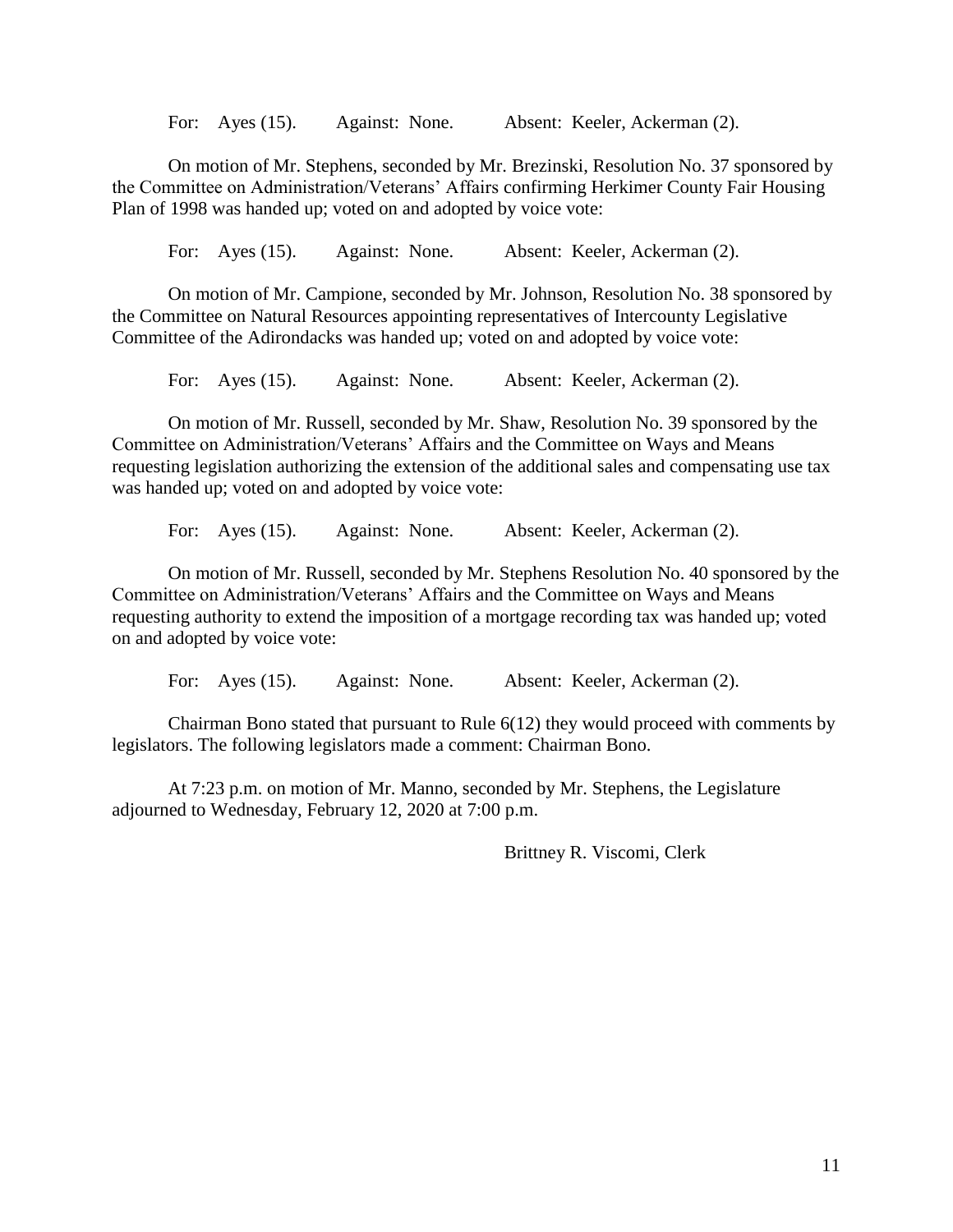For: Ayes (15). Against: None. Absent: Keeler, Ackerman (2).

On motion of Mr. Stephens, seconded by Mr. Brezinski, Resolution No. 37 sponsored by the Committee on Administration/Veterans' Affairs confirming Herkimer County Fair Housing Plan of 1998 was handed up; voted on and adopted by voice vote:

For: Ayes (15). Against: None. Absent: Keeler, Ackerman (2).

On motion of Mr. Campione, seconded by Mr. Johnson, Resolution No. 38 sponsored by the Committee on Natural Resources appointing representatives of Intercounty Legislative Committee of the Adirondacks was handed up; voted on and adopted by voice vote:

For: Ayes (15). Against: None. Absent: Keeler, Ackerman (2).

On motion of Mr. Russell, seconded by Mr. Shaw, Resolution No. 39 sponsored by the Committee on Administration/Veterans' Affairs and the Committee on Ways and Means requesting legislation authorizing the extension of the additional sales and compensating use tax was handed up; voted on and adopted by voice vote:

For: Ayes (15). Against: None. Absent: Keeler, Ackerman (2).

On motion of Mr. Russell, seconded by Mr. Stephens Resolution No. 40 sponsored by the Committee on Administration/Veterans' Affairs and the Committee on Ways and Means requesting authority to extend the imposition of a mortgage recording tax was handed up; voted on and adopted by voice vote:

For: Ayes (15). Against: None. Absent: Keeler, Ackerman (2).

Chairman Bono stated that pursuant to Rule 6(12) they would proceed with comments by legislators. The following legislators made a comment: Chairman Bono.

At 7:23 p.m. on motion of Mr. Manno, seconded by Mr. Stephens, the Legislature adjourned to Wednesday, February 12, 2020 at 7:00 p.m.

Brittney R. Viscomi, Clerk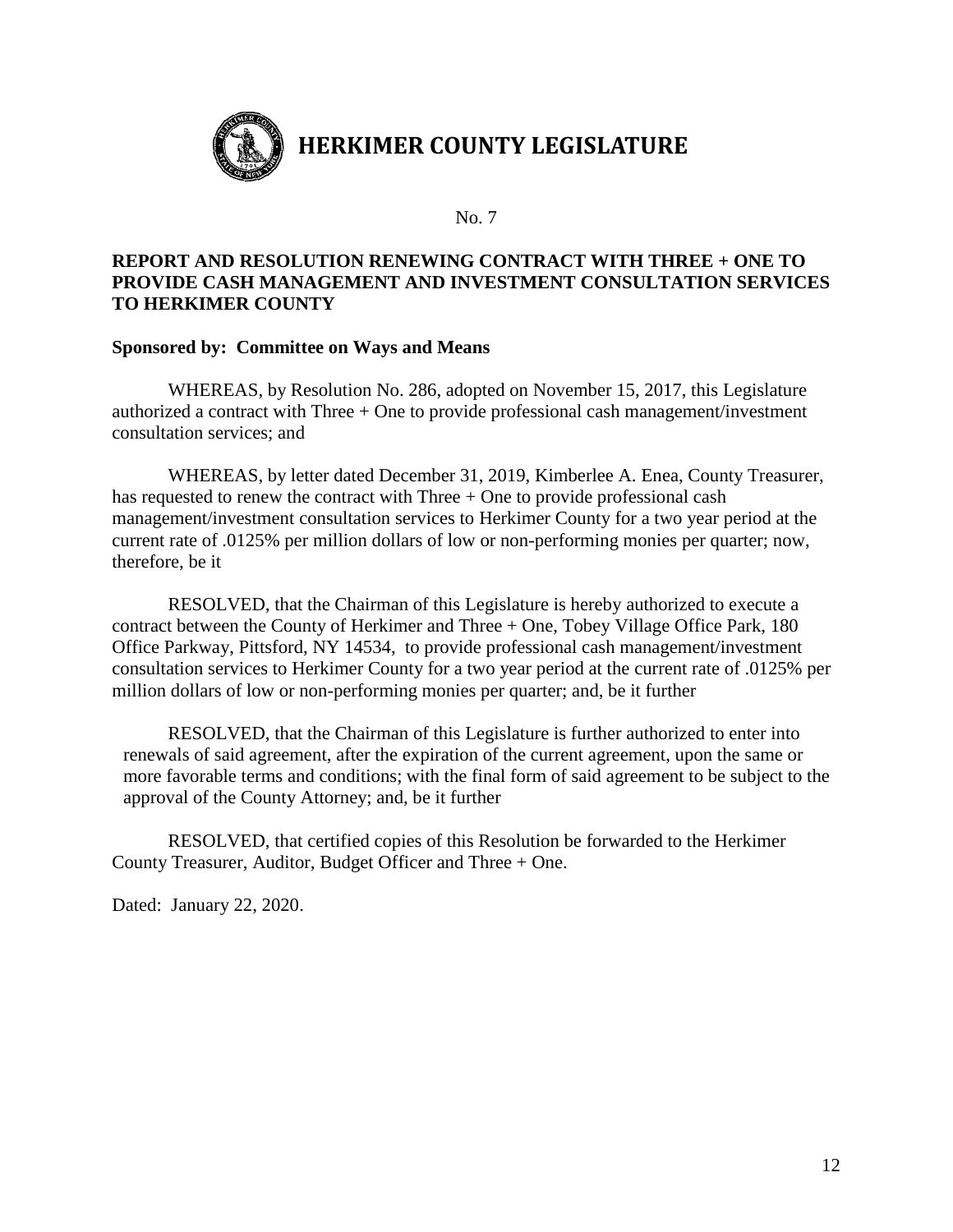# HERKIMER COUNTY LEGISLATURE

No. 7

**REPORT AND RESOLUTION RENEWING CONTRACT WITH THREE + ONE TO PROVIDE CASH MANAGEMENT AND INVESTMENT CONSULTATION SERVICES TO HERKIMER COUNTY**

**Sponsored by: Committee on Ways and Means**

WHEREAS, by Resolution No. 286, adopted on November 15, 2017, this Legislature authorized a contract with Three + One to provide professional cash management/investment consultation services; and

WHEREAS, by letter dated December 31, 2019, Kimberlee A. Enea, County Treasurer, has requested to renew the contract with Three + One to provide professional cash management/investment consultation services to Herkimer County for a two year period at the current rate of .0125% per million dollars of low or non-performing monies per quarter; now, therefore, be it

RESOLVED, that the Chairman of this Legislature is hereby authorized to execute a contract between the County of Herkimer and Three + One, Tobey Village Office Park, 180 Office Parkway, Pittsford, NY 14534, to provide professional cash management/investment consultation services to Herkimer County for a two year period at the current rate of .0125% per million dollars of low or non-performing monies per quarter; and, be it further

RESOLVED, that the Chairman of this Legislature is further authorized to enter into renewals of said agreement, after the expiration of the current agreement, upon the same or more favorable terms and conditions; with the final form of said agreement to be subject to the approval of the County Attorney; and, be it further

RESOLVED, that certified copies of this Resolution be forwarded to the Herkimer County Treasurer, Auditor, Budget Officer and Three + One.

Dated: January 22, 2020.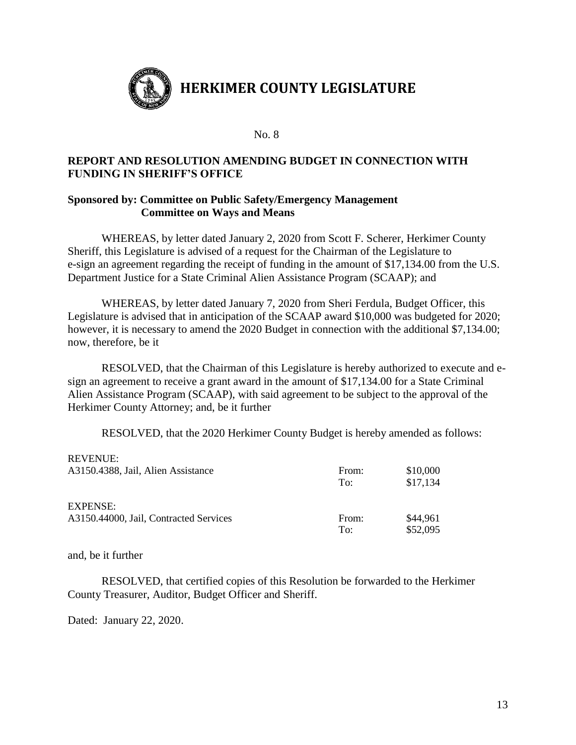# HERKIMER COUNTY LEGISLATURE

No. 8

**REPORT AND RESOLUTION AMENDING BUDGET IN CONNECTION WITH FUNDING IN SHERIFF'S OFFICE**

**Sponsored by: Committee on Public Safety/Emergency Management**
**Committee on Ways and Means**

WHEREAS, by letter dated January 2, 2020 from Scott F. Scherer, Herkimer County Sheriff, this Legislature is advised of a request for the Chairman of the Legislature to e-sign an agreement regarding the receipt of funding in the amount of $17,134.00 from the U.S. Department Justice for a State Criminal Alien Assistance Program (SCAAP); and

WHEREAS, by letter dated January 7, 2020 from Sheri Ferdula, Budget Officer, this Legislature is advised that in anticipation of the SCAAP award $10,000 was budgeted for 2020; however, it is necessary to amend the 2020 Budget in connection with the additional $7,134.00; now, therefore, be it

RESOLVED, that the Chairman of this Legislature is hereby authorized to execute and e-sign an agreement to receive a grant award in the amount of $17,134.00 for a State Criminal Alien Assistance Program (SCAAP), with said agreement to be subject to the approval of the Herkimer County Attorney; and, be it further

RESOLVED, that the 2020 Herkimer County Budget is hereby amended as follows:

| | | |
|---|---|---|
| REVENUE: | | |
| A3150.4388, Jail, Alien Assistance | From: | $10,000 |
| | To: | $17,134 |
| EXPENSE: | | |
| A3150.44000, Jail, Contracted Services | From: | $44,961 |
| | To: | $52,095 |

and, be it further

RESOLVED, that certified copies of this Resolution be forwarded to the Herkimer County Treasurer, Auditor, Budget Officer and Sheriff.

Dated: January 22, 2020.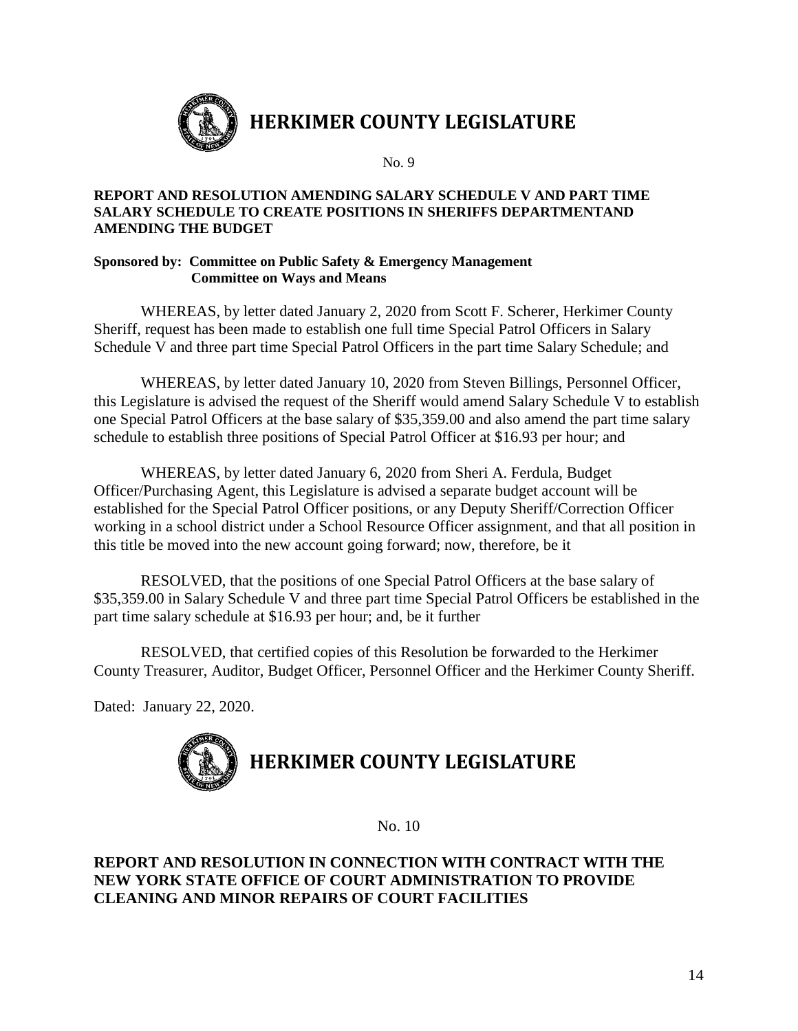# HERKIMER COUNTY LEGISLATURE

No. 9

**REPORT AND RESOLUTION AMENDING SALARY SCHEDULE V AND PART TIME SALARY SCHEDULE TO CREATE POSITIONS IN SHERIFFS DEPARTMENTAND AMENDING THE BUDGET**

**Sponsored by: Committee on Public Safety & Emergency Management**
**Committee on Ways and Means**

WHEREAS, by letter dated January 2, 2020 from Scott F. Scherer, Herkimer County Sheriff, request has been made to establish one full time Special Patrol Officers in Salary Schedule V and three part time Special Patrol Officers in the part time Salary Schedule; and

WHEREAS, by letter dated January 10, 2020 from Steven Billings, Personnel Officer, this Legislature is advised the request of the Sheriff would amend Salary Schedule V to establish one Special Patrol Officers at the base salary of $35,359.00 and also amend the part time salary schedule to establish three positions of Special Patrol Officer at $16.93 per hour; and

WHEREAS, by letter dated January 6, 2020 from Sheri A. Ferdula, Budget Officer/Purchasing Agent, this Legislature is advised a separate budget account will be established for the Special Patrol Officer positions, or any Deputy Sheriff/Correction Officer working in a school district under a School Resource Officer assignment, and that all position in this title be moved into the new account going forward; now, therefore, be it

RESOLVED, that the positions of one Special Patrol Officers at the base salary of $35,359.00 in Salary Schedule V and three part time Special Patrol Officers be established in the part time salary schedule at $16.93 per hour; and, be it further

RESOLVED, that certified copies of this Resolution be forwarded to the Herkimer County Treasurer, Auditor, Budget Officer, Personnel Officer and the Herkimer County Sheriff.

Dated: January 22, 2020.

# HERKIMER COUNTY LEGISLATURE

No. 10

**REPORT AND RESOLUTION IN CONNECTION WITH CONTRACT WITH THE NEW YORK STATE OFFICE OF COURT ADMINISTRATION TO PROVIDE CLEANING AND MINOR REPAIRS OF COURT FACILITIES**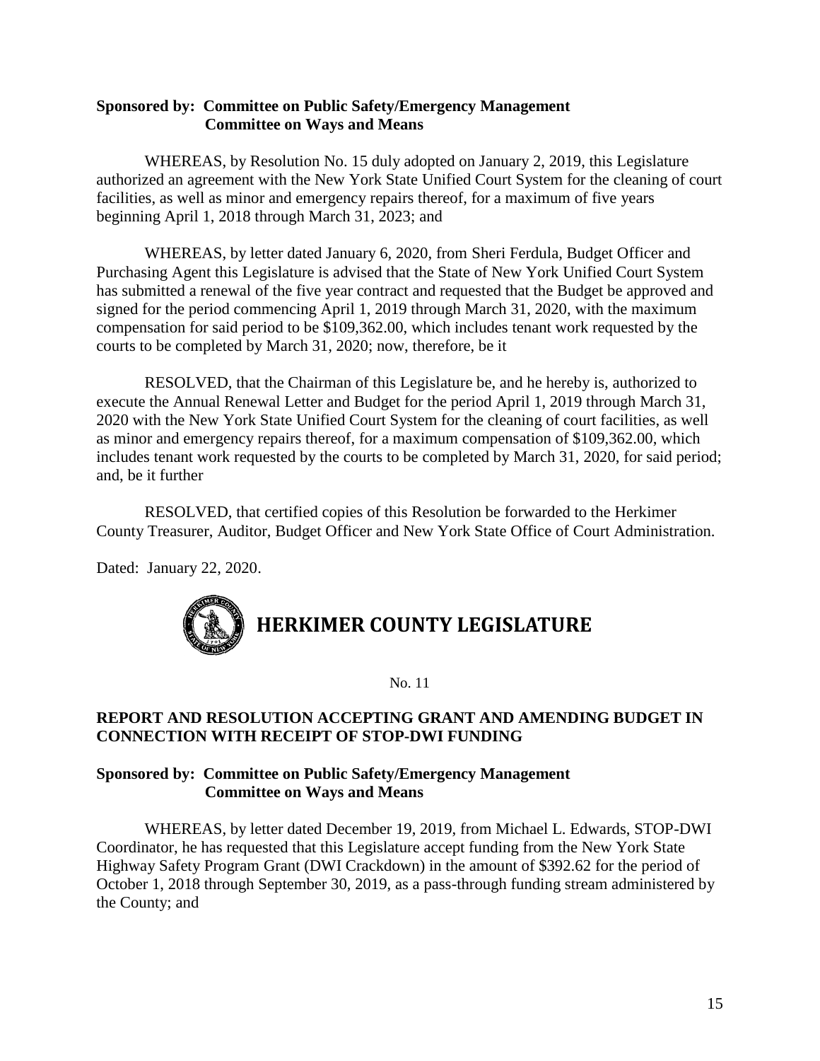**Sponsored by: Committee on Public Safety/Emergency Management**
**Committee on Ways and Means**

WHEREAS, by Resolution No. 15 duly adopted on January 2, 2019, this Legislature authorized an agreement with the New York State Unified Court System for the cleaning of court facilities, as well as minor and emergency repairs thereof, for a maximum of five years beginning April 1, 2018 through March 31, 2023; and

WHEREAS, by letter dated January 6, 2020, from Sheri Ferdula, Budget Officer and Purchasing Agent this Legislature is advised that the State of New York Unified Court System has submitted a renewal of the five year contract and requested that the Budget be approved and signed for the period commencing April 1, 2019 through March 31, 2020, with the maximum compensation for said period to be $109,362.00, which includes tenant work requested by the courts to be completed by March 31, 2020; now, therefore, be it

RESOLVED, that the Chairman of this Legislature be, and he hereby is, authorized to execute the Annual Renewal Letter and Budget for the period April 1, 2019 through March 31, 2020 with the New York State Unified Court System for the cleaning of court facilities, as well as minor and emergency repairs thereof, for a maximum compensation of $109,362.00, which includes tenant work requested by the courts to be completed by March 31, 2020, for said period; and, be it further

RESOLVED, that certified copies of this Resolution be forwarded to the Herkimer County Treasurer, Auditor, Budget Officer and New York State Office of Court Administration.

Dated: January 22, 2020.

# HERKIMER COUNTY LEGISLATURE

No. 11

## REPORT AND RESOLUTION ACCEPTING GRANT AND AMENDING BUDGET IN CONNECTION WITH RECEIPT OF STOP-DWI FUNDING

**Sponsored by: Committee on Public Safety/Emergency Management**
**Committee on Ways and Means**

WHEREAS, by letter dated December 19, 2019, from Michael L. Edwards, STOP-DWI Coordinator, he has requested that this Legislature accept funding from the New York State Highway Safety Program Grant (DWI Crackdown) in the amount of $392.62 for the period of October 1, 2018 through September 30, 2019, as a pass-through funding stream administered by the County; and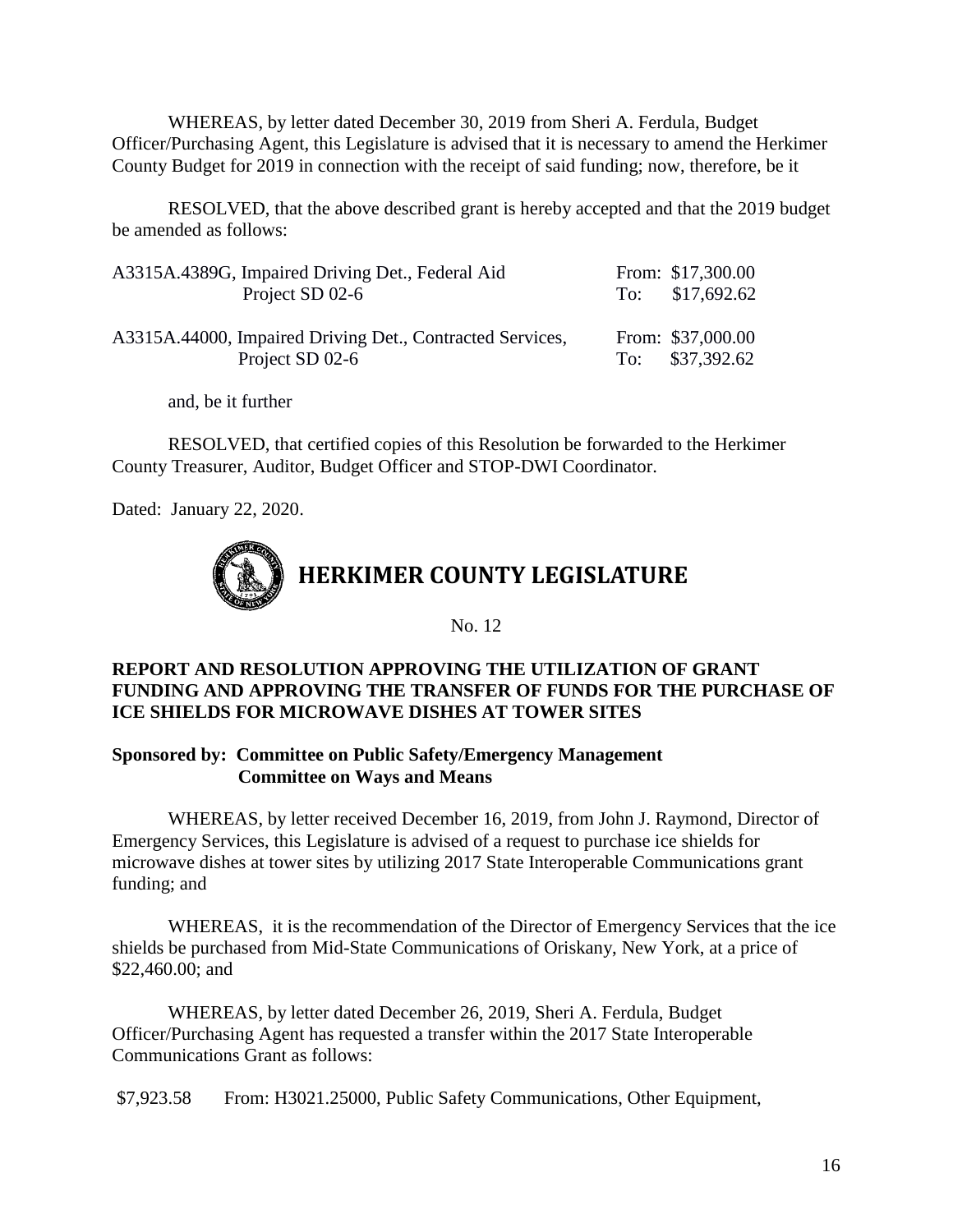WHEREAS, by letter dated December 30, 2019 from Sheri A. Ferdula, Budget Officer/Purchasing Agent, this Legislature is advised that it is necessary to amend the Herkimer County Budget for 2019 in connection with the receipt of said funding; now, therefore, be it

RESOLVED, that the above described grant is hereby accepted and that the 2019 budget be amended as follows:

| | |
|---|---|
| A3315A.4389G, Impaired Driving Det., Federal Aid Project SD 02-6 | From: $17,300.00<br>To: $17,692.62 |
| A3315A.44000, Impaired Driving Det., Contracted Services, Project SD 02-6 | From: $37,000.00<br>To: $37,392.62 |

and, be it further

RESOLVED, that certified copies of this Resolution be forwarded to the Herkimer County Treasurer, Auditor, Budget Officer and STOP-DWI Coordinator.

Dated: January 22, 2020.

# HERKIMER COUNTY LEGISLATURE

No. 12

**REPORT AND RESOLUTION APPROVING THE UTILIZATION OF GRANT FUNDING AND APPROVING THE TRANSFER OF FUNDS FOR THE PURCHASE OF ICE SHIELDS FOR MICROWAVE DISHES AT TOWER SITES**

**Sponsored by: Committee on Public Safety/Emergency Management**
**Committee on Ways and Means**

WHEREAS, by letter received December 16, 2019, from John J. Raymond, Director of Emergency Services, this Legislature is advised of a request to purchase ice shields for microwave dishes at tower sites by utilizing 2017 State Interoperable Communications grant funding; and

WHEREAS, it is the recommendation of the Director of Emergency Services that the ice shields be purchased from Mid-State Communications of Oriskany, New York, at a price of $22,460.00; and

WHEREAS, by letter dated December 26, 2019, Sheri A. Ferdula, Budget Officer/Purchasing Agent has requested a transfer within the 2017 State Interoperable Communications Grant as follows:

$7,923.58 From: H3021.25000, Public Safety Communications, Other Equipment,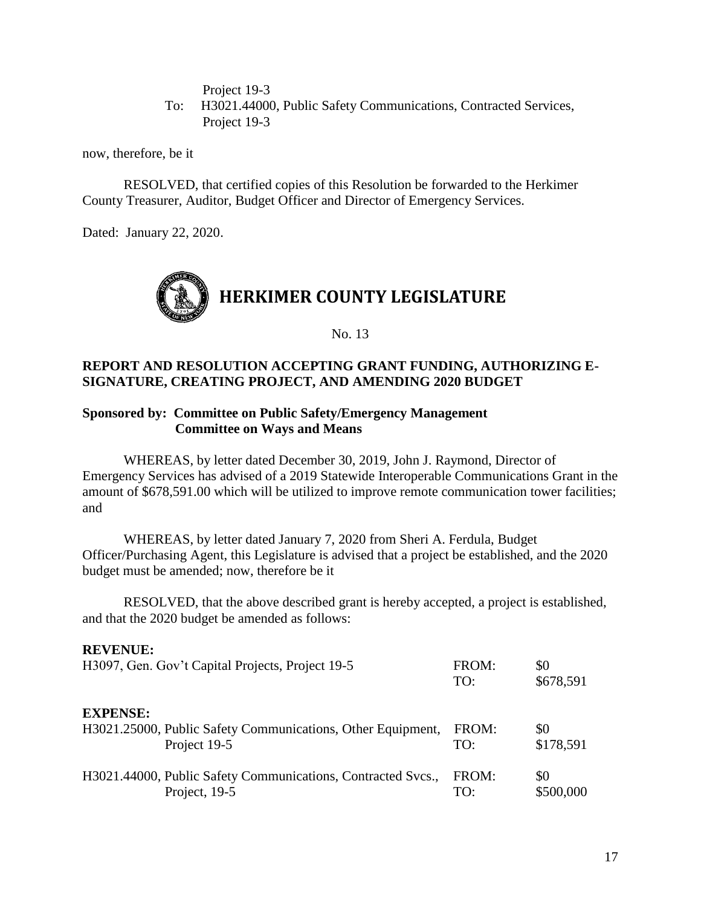Project 19-3

To: H3021.44000, Public Safety Communications, Contracted Services, Project 19-3

now, therefore, be it

RESOLVED, that certified copies of this Resolution be forwarded to the Herkimer County Treasurer, Auditor, Budget Officer and Director of Emergency Services.

Dated: January 22, 2020.

## HERKIMER COUNTY LEGISLATURE

No. 13

**REPORT AND RESOLUTION ACCEPTING GRANT FUNDING, AUTHORIZING E-SIGNATURE, CREATING PROJECT, AND AMENDING 2020 BUDGET**

**Sponsored by: Committee on Public Safety/Emergency Management**
**Committee on Ways and Means**

WHEREAS, by letter dated December 30, 2019, John J. Raymond, Director of Emergency Services has advised of a 2019 Statewide Interoperable Communications Grant in the amount of $678,591.00 which will be utilized to improve remote communication tower facilities; and

WHEREAS, by letter dated January 7, 2020 from Sheri A. Ferdula, Budget Officer/Purchasing Agent, this Legislature is advised that a project be established, and the 2020 budget must be amended; now, therefore be it

RESOLVED, that the above described grant is hereby accepted, a project is established, and that the 2020 budget be amended as follows:

**REVENUE:**

| | | |
|---|---|---|
| H3097, Gen. Gov't Capital Projects, Project 19-5 | FROM: | $0 |
| | TO: | $678,591 |

**EXPENSE:**

| | | |
|---|---|---|
| H3021.25000, Public Safety Communications, Other Equipment, | FROM: | $0 |
| Project 19-5 | TO: | $178,591 |
| H3021.44000, Public Safety Communications, Contracted Svcs., | FROM: | $0 |
| Project, 19-5 | TO: | $500,000 |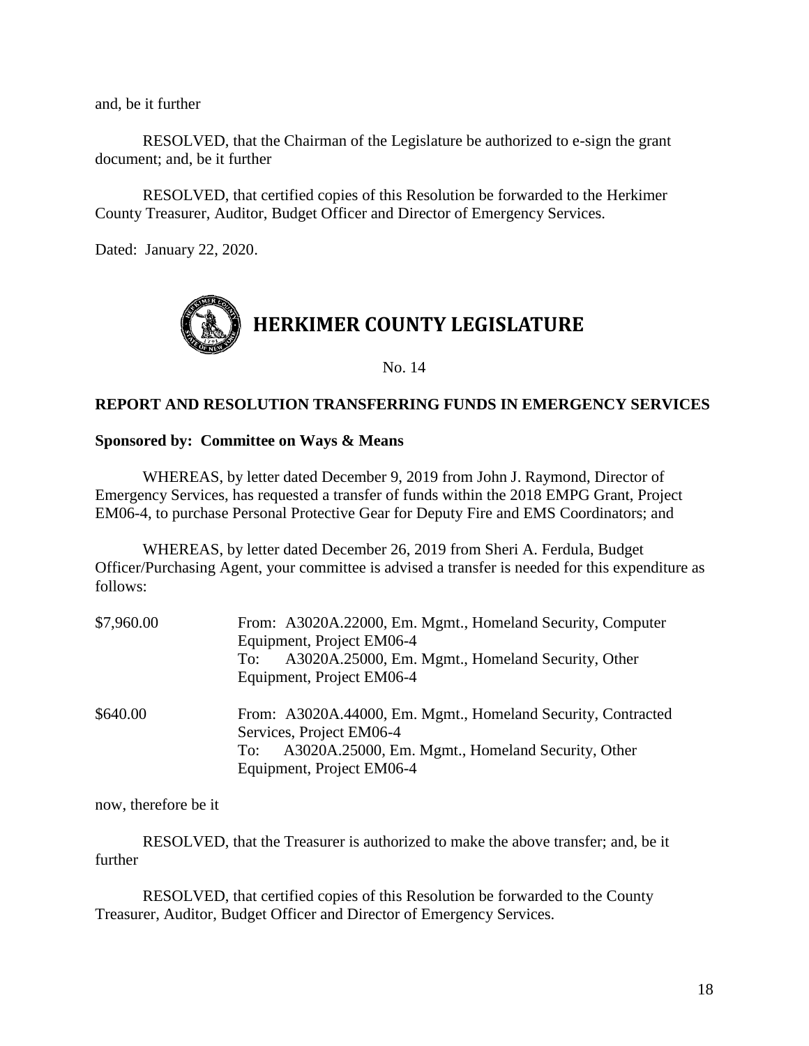and, be it further

RESOLVED, that the Chairman of the Legislature be authorized to e-sign the grant document; and, be it further

RESOLVED, that certified copies of this Resolution be forwarded to the Herkimer County Treasurer, Auditor, Budget Officer and Director of Emergency Services.

Dated: January 22, 2020.

# HERKIMER COUNTY LEGISLATURE

No. 14

**REPORT AND RESOLUTION TRANSFERRING FUNDS IN EMERGENCY SERVICES**

**Sponsored by: Committee on Ways & Means**

WHEREAS, by letter dated December 9, 2019 from John J. Raymond, Director of Emergency Services, has requested a transfer of funds within the 2018 EMPG Grant, Project EM06-4, to purchase Personal Protective Gear for Deputy Fire and EMS Coordinators; and

WHEREAS, by letter dated December 26, 2019 from Sheri A. Ferdula, Budget Officer/Purchasing Agent, your committee is advised a transfer is needed for this expenditure as follows:

| | |
|---|---|
| $7,960.00 | From: A3020A.22000, Em. Mgmt., Homeland Security, Computer Equipment, Project EM06-4<br>To: A3020A.25000, Em. Mgmt., Homeland Security, Other Equipment, Project EM06-4 |
| $640.00 | From: A3020A.44000, Em. Mgmt., Homeland Security, Contracted Services, Project EM06-4<br>To: A3020A.25000, Em. Mgmt., Homeland Security, Other Equipment, Project EM06-4 |

now, therefore be it

RESOLVED, that the Treasurer is authorized to make the above transfer; and, be it further

RESOLVED, that certified copies of this Resolution be forwarded to the County Treasurer, Auditor, Budget Officer and Director of Emergency Services.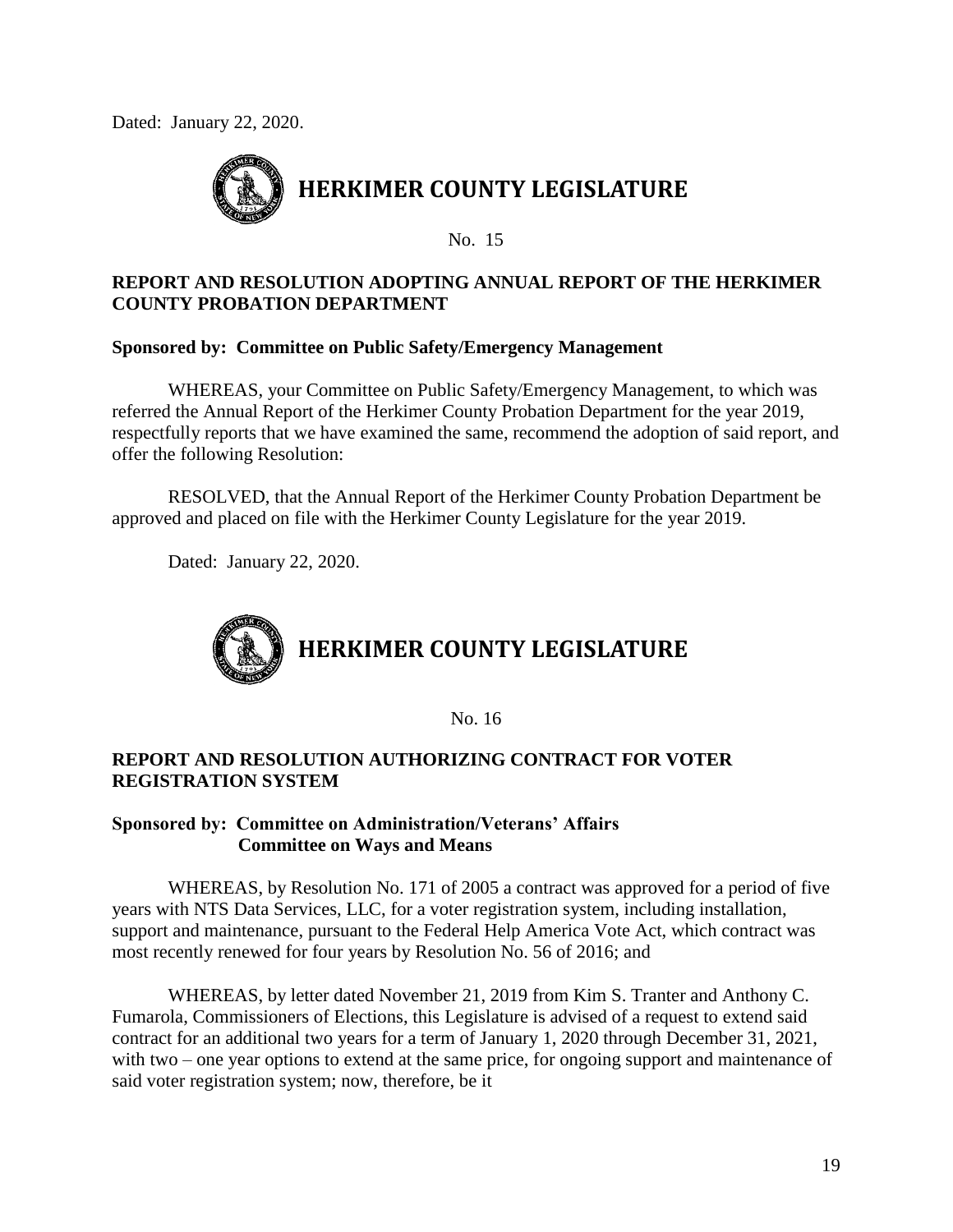Dated: January 22, 2020.

# HERKIMER COUNTY LEGISLATURE

No. 15

**REPORT AND RESOLUTION ADOPTING ANNUAL REPORT OF THE HERKIMER COUNTY PROBATION DEPARTMENT**

**Sponsored by: Committee on Public Safety/Emergency Management**

WHEREAS, your Committee on Public Safety/Emergency Management, to which was referred the Annual Report of the Herkimer County Probation Department for the year 2019, respectfully reports that we have examined the same, recommend the adoption of said report, and offer the following Resolution:

RESOLVED, that the Annual Report of the Herkimer County Probation Department be approved and placed on file with the Herkimer County Legislature for the year 2019.

Dated: January 22, 2020.

# HERKIMER COUNTY LEGISLATURE

No. 16

**REPORT AND RESOLUTION AUTHORIZING CONTRACT FOR VOTER REGISTRATION SYSTEM**

**Sponsored by: Committee on Administration/Veterans' Affairs**
**Committee on Ways and Means**

WHEREAS, by Resolution No. 171 of 2005 a contract was approved for a period of five years with NTS Data Services, LLC, for a voter registration system, including installation, support and maintenance, pursuant to the Federal Help America Vote Act, which contract was most recently renewed for four years by Resolution No. 56 of 2016; and

WHEREAS, by letter dated November 21, 2019 from Kim S. Tranter and Anthony C. Fumarola, Commissioners of Elections, this Legislature is advised of a request to extend said contract for an additional two years for a term of January 1, 2020 through December 31, 2021, with two – one year options to extend at the same price, for ongoing support and maintenance of said voter registration system; now, therefore, be it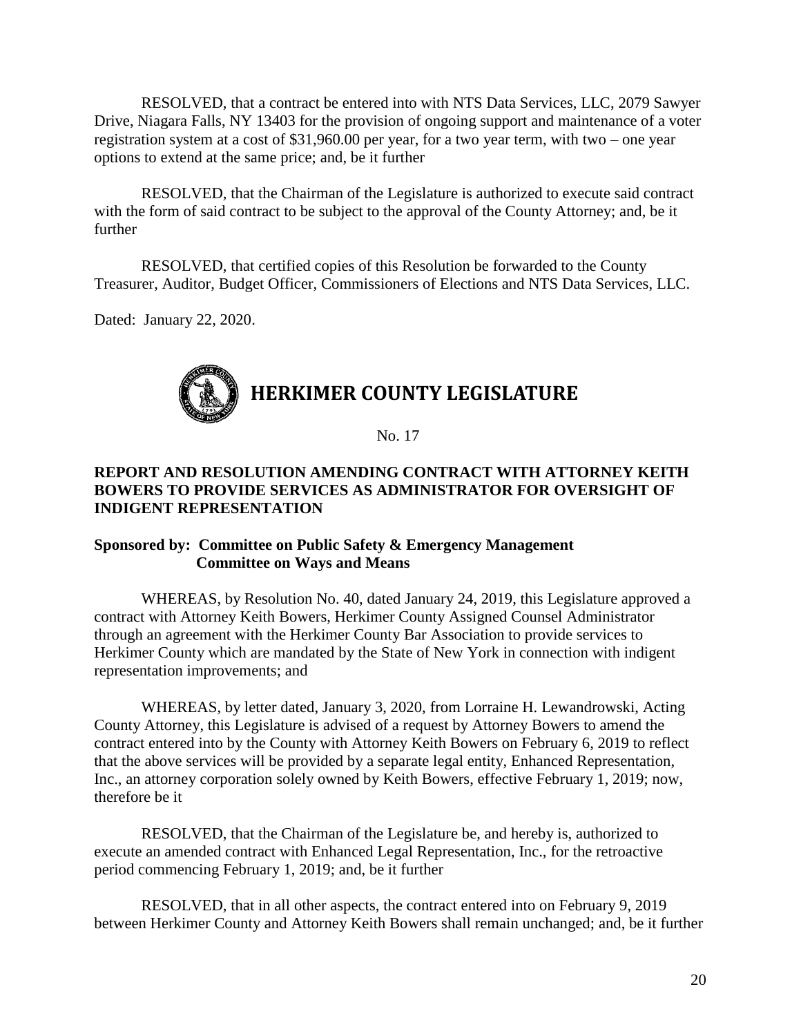RESOLVED, that a contract be entered into with NTS Data Services, LLC, 2079 Sawyer Drive, Niagara Falls, NY 13403 for the provision of ongoing support and maintenance of a voter registration system at a cost of $31,960.00 per year, for a two year term, with two – one year options to extend at the same price; and, be it further

RESOLVED, that the Chairman of the Legislature is authorized to execute said contract with the form of said contract to be subject to the approval of the County Attorney; and, be it further

RESOLVED, that certified copies of this Resolution be forwarded to the County Treasurer, Auditor, Budget Officer, Commissioners of Elections and NTS Data Services, LLC.

Dated: January 22, 2020.

# HERKIMER COUNTY LEGISLATURE

No. 17

**REPORT AND RESOLUTION AMENDING CONTRACT WITH ATTORNEY KEITH BOWERS TO PROVIDE SERVICES AS ADMINISTRATOR FOR OVERSIGHT OF INDIGENT REPRESENTATION**

**Sponsored by: Committee on Public Safety & Emergency Management**
**Committee on Ways and Means**

WHEREAS, by Resolution No. 40, dated January 24, 2019, this Legislature approved a contract with Attorney Keith Bowers, Herkimer County Assigned Counsel Administrator through an agreement with the Herkimer County Bar Association to provide services to Herkimer County which are mandated by the State of New York in connection with indigent representation improvements; and

WHEREAS, by letter dated, January 3, 2020, from Lorraine H. Lewandrowski, Acting County Attorney, this Legislature is advised of a request by Attorney Bowers to amend the contract entered into by the County with Attorney Keith Bowers on February 6, 2019 to reflect that the above services will be provided by a separate legal entity, Enhanced Representation, Inc., an attorney corporation solely owned by Keith Bowers, effective February 1, 2019; now, therefore be it

RESOLVED, that the Chairman of the Legislature be, and hereby is, authorized to execute an amended contract with Enhanced Legal Representation, Inc., for the retroactive period commencing February 1, 2019; and, be it further

RESOLVED, that in all other aspects, the contract entered into on February 9, 2019 between Herkimer County and Attorney Keith Bowers shall remain unchanged; and, be it further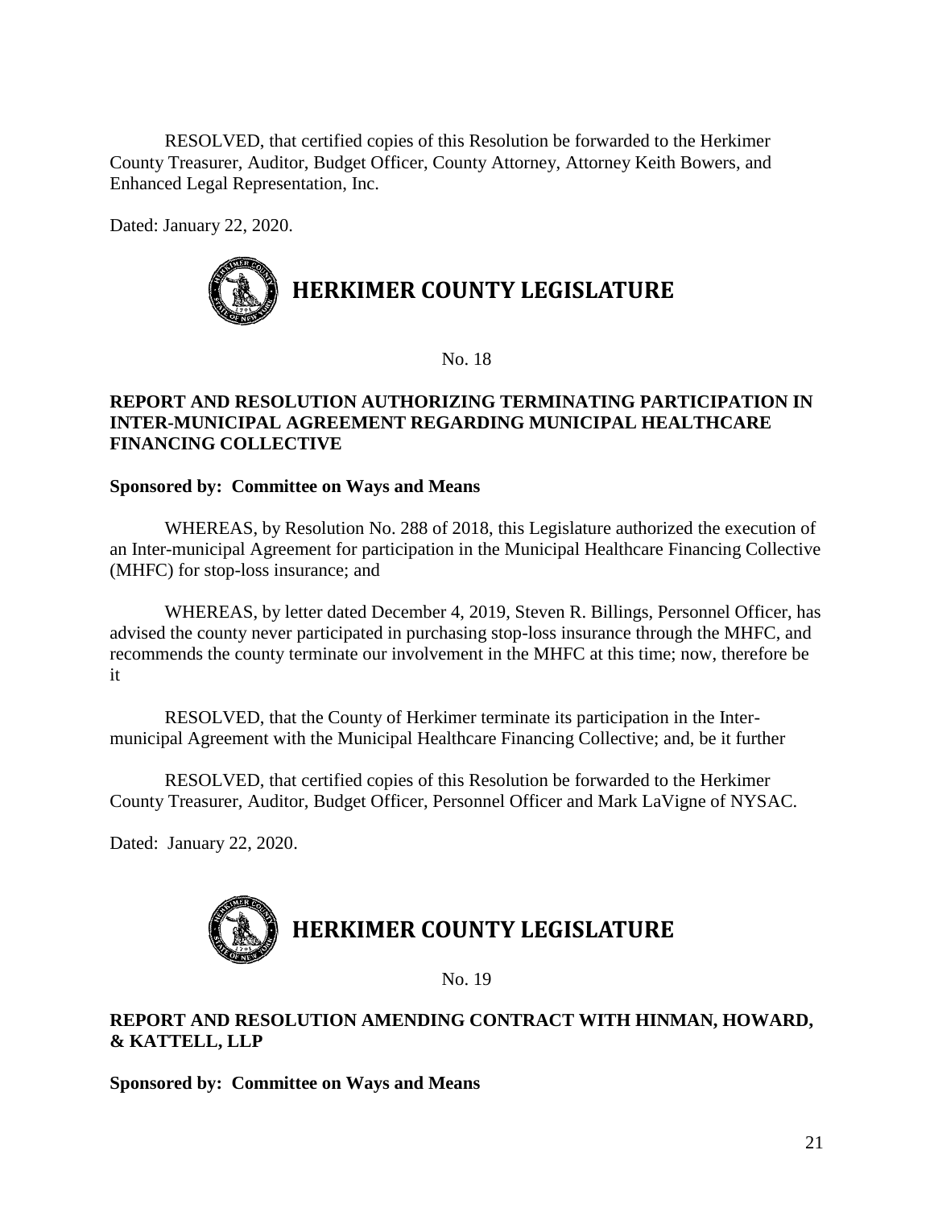RESOLVED, that certified copies of this Resolution be forwarded to the Herkimer County Treasurer, Auditor, Budget Officer, County Attorney, Attorney Keith Bowers, and Enhanced Legal Representation, Inc.

Dated: January 22, 2020.

## HERKIMER COUNTY LEGISLATURE

No. 18

**REPORT AND RESOLUTION AUTHORIZING TERMINATING PARTICIPATION IN INTER-MUNICIPAL AGREEMENT REGARDING MUNICIPAL HEALTHCARE FINANCING COLLECTIVE**

**Sponsored by: Committee on Ways and Means**

WHEREAS, by Resolution No. 288 of 2018, this Legislature authorized the execution of an Inter-municipal Agreement for participation in the Municipal Healthcare Financing Collective (MHFC) for stop-loss insurance; and

WHEREAS, by letter dated December 4, 2019, Steven R. Billings, Personnel Officer, has advised the county never participated in purchasing stop-loss insurance through the MHFC, and recommends the county terminate our involvement in the MHFC at this time; now, therefore be it

RESOLVED, that the County of Herkimer terminate its participation in the Inter-municipal Agreement with the Municipal Healthcare Financing Collective; and, be it further

RESOLVED, that certified copies of this Resolution be forwarded to the Herkimer County Treasurer, Auditor, Budget Officer, Personnel Officer and Mark LaVigne of NYSAC.

Dated: January 22, 2020.

## HERKIMER COUNTY LEGISLATURE

No. 19

**REPORT AND RESOLUTION AMENDING CONTRACT WITH HINMAN, HOWARD, & KATTELL, LLP**

**Sponsored by: Committee on Ways and Means**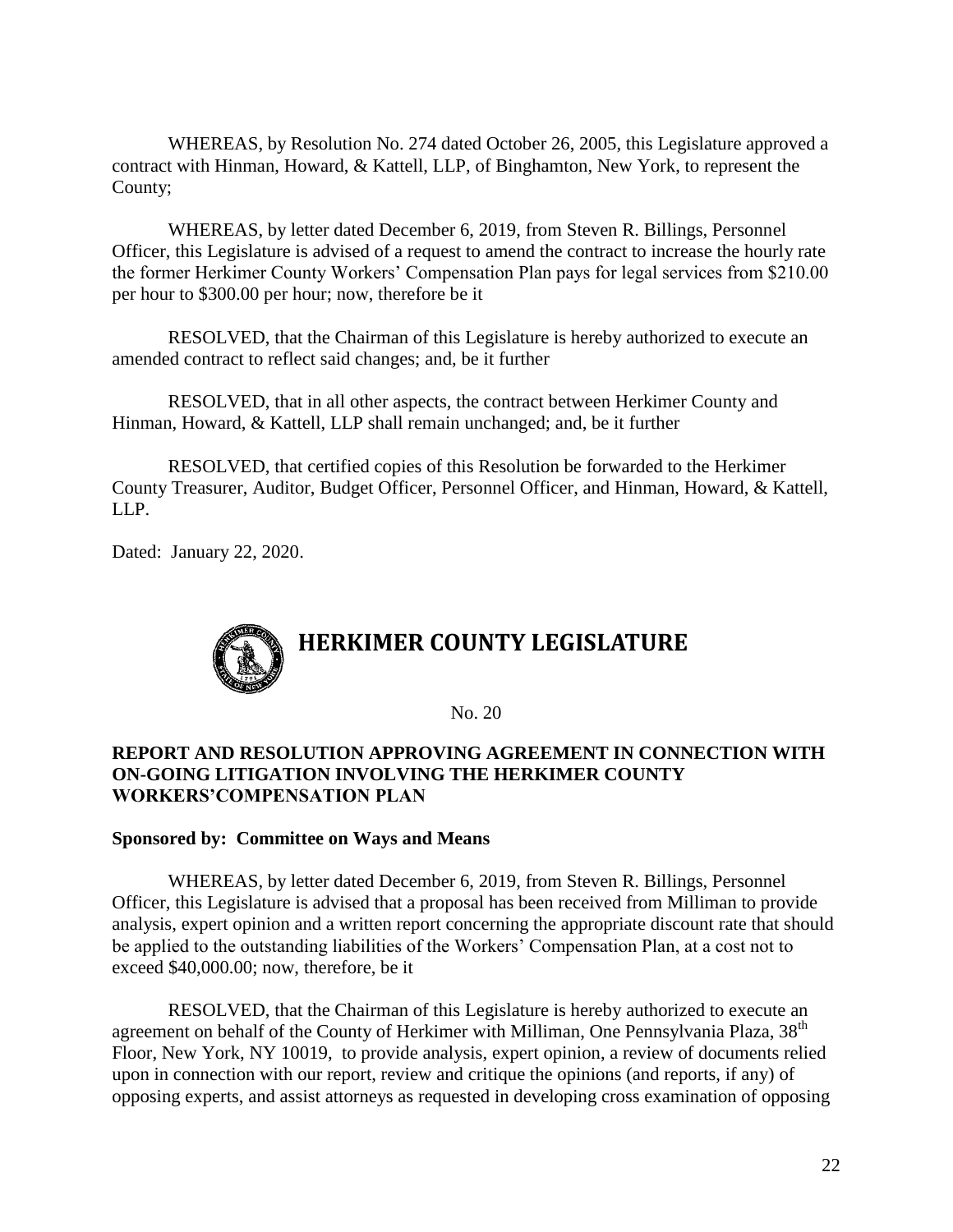WHEREAS, by Resolution No. 274 dated October 26, 2005, this Legislature approved a contract with Hinman, Howard, & Kattell, LLP, of Binghamton, New York, to represent the County;

WHEREAS, by letter dated December 6, 2019, from Steven R. Billings, Personnel Officer, this Legislature is advised of a request to amend the contract to increase the hourly rate the former Herkimer County Workers' Compensation Plan pays for legal services from $210.00 per hour to $300.00 per hour; now, therefore be it

RESOLVED, that the Chairman of this Legislature is hereby authorized to execute an amended contract to reflect said changes; and, be it further

RESOLVED, that in all other aspects, the contract between Herkimer County and Hinman, Howard, & Kattell, LLP shall remain unchanged; and, be it further

RESOLVED, that certified copies of this Resolution be forwarded to the Herkimer County Treasurer, Auditor, Budget Officer, Personnel Officer, and Hinman, Howard, & Kattell, LLP.

Dated: January 22, 2020.

# HERKIMER COUNTY LEGISLATURE

No. 20

**REPORT AND RESOLUTION APPROVING AGREEMENT IN CONNECTION WITH ON-GOING LITIGATION INVOLVING THE HERKIMER COUNTY WORKERS'COMPENSATION PLAN**

**Sponsored by: Committee on Ways and Means**

WHEREAS, by letter dated December 6, 2019, from Steven R. Billings, Personnel Officer, this Legislature is advised that a proposal has been received from Milliman to provide analysis, expert opinion and a written report concerning the appropriate discount rate that should be applied to the outstanding liabilities of the Workers' Compensation Plan, at a cost not to exceed $40,000.00; now, therefore, be it

RESOLVED, that the Chairman of this Legislature is hereby authorized to execute an agreement on behalf of the County of Herkimer with Milliman, One Pennsylvania Plaza, 38th Floor, New York, NY 10019, to provide analysis, expert opinion, a review of documents relied upon in connection with our report, review and critique the opinions (and reports, if any) of opposing experts, and assist attorneys as requested in developing cross examination of opposing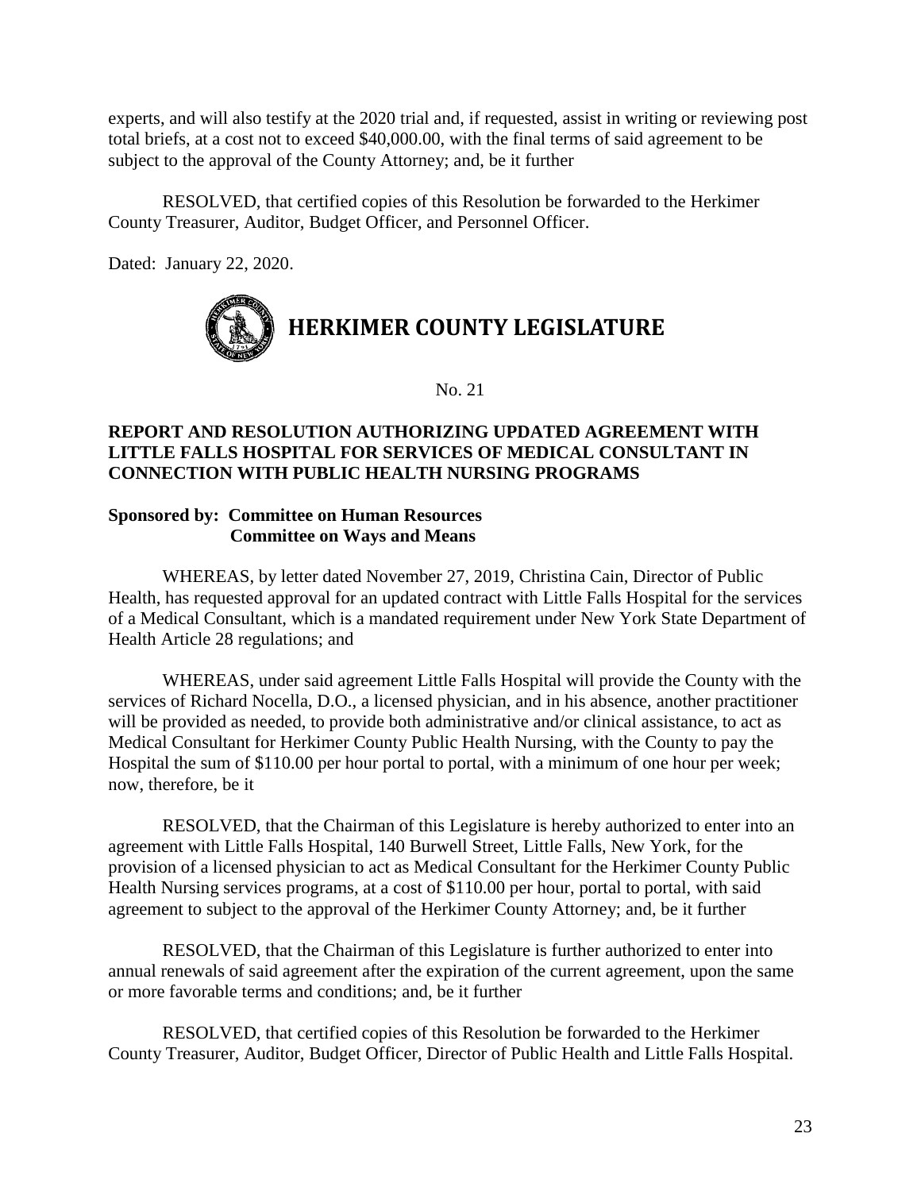experts, and will also testify at the 2020 trial and, if requested, assist in writing or reviewing post total briefs, at a cost not to exceed $40,000.00, with the final terms of said agreement to be subject to the approval of the County Attorney; and, be it further

RESOLVED, that certified copies of this Resolution be forwarded to the Herkimer County Treasurer, Auditor, Budget Officer, and Personnel Officer.

Dated: January 22, 2020.

# HERKIMER COUNTY LEGISLATURE

No. 21

**REPORT AND RESOLUTION AUTHORIZING UPDATED AGREEMENT WITH LITTLE FALLS HOSPITAL FOR SERVICES OF MEDICAL CONSULTANT IN CONNECTION WITH PUBLIC HEALTH NURSING PROGRAMS**

**Sponsored by: Committee on Human Resources**
**Committee on Ways and Means**

WHEREAS, by letter dated November 27, 2019, Christina Cain, Director of Public Health, has requested approval for an updated contract with Little Falls Hospital for the services of a Medical Consultant, which is a mandated requirement under New York State Department of Health Article 28 regulations; and

WHEREAS, under said agreement Little Falls Hospital will provide the County with the services of Richard Nocella, D.O., a licensed physician, and in his absence, another practitioner will be provided as needed, to provide both administrative and/or clinical assistance, to act as Medical Consultant for Herkimer County Public Health Nursing, with the County to pay the Hospital the sum of $110.00 per hour portal to portal, with a minimum of one hour per week; now, therefore, be it

RESOLVED, that the Chairman of this Legislature is hereby authorized to enter into an agreement with Little Falls Hospital, 140 Burwell Street, Little Falls, New York, for the provision of a licensed physician to act as Medical Consultant for the Herkimer County Public Health Nursing services programs, at a cost of $110.00 per hour, portal to portal, with said agreement to subject to the approval of the Herkimer County Attorney; and, be it further

RESOLVED, that the Chairman of this Legislature is further authorized to enter into annual renewals of said agreement after the expiration of the current agreement, upon the same or more favorable terms and conditions; and, be it further

RESOLVED, that certified copies of this Resolution be forwarded to the Herkimer County Treasurer, Auditor, Budget Officer, Director of Public Health and Little Falls Hospital.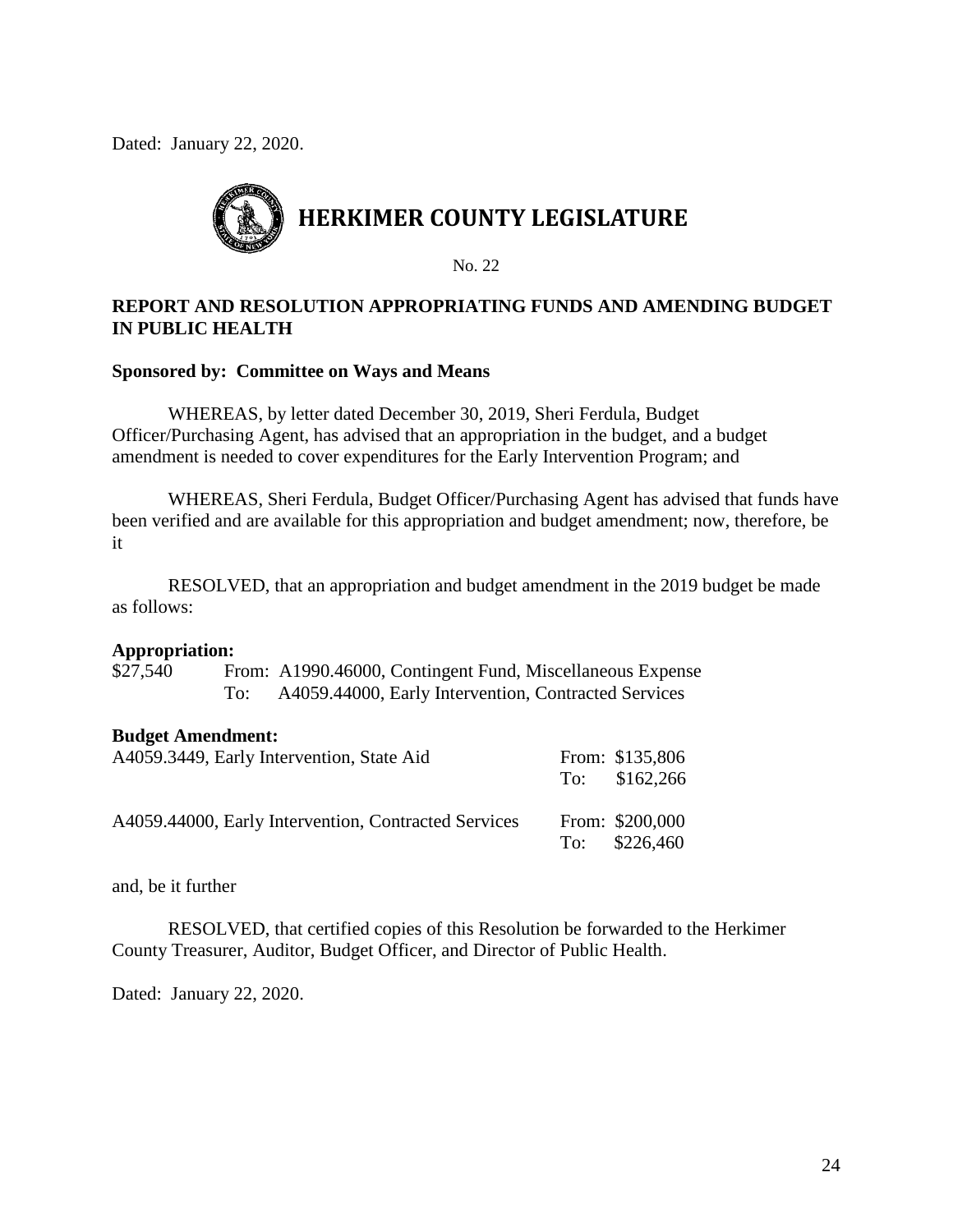Dated: January 22, 2020.

# HERKIMER COUNTY LEGISLATURE

No. 22

**REPORT AND RESOLUTION APPROPRIATING FUNDS AND AMENDING BUDGET IN PUBLIC HEALTH**

**Sponsored by: Committee on Ways and Means**

WHEREAS, by letter dated December 30, 2019, Sheri Ferdula, Budget Officer/Purchasing Agent, has advised that an appropriation in the budget, and a budget amendment is needed to cover expenditures for the Early Intervention Program; and

WHEREAS, Sheri Ferdula, Budget Officer/Purchasing Agent has advised that funds have been verified and are available for this appropriation and budget amendment; now, therefore, be it

RESOLVED, that an appropriation and budget amendment in the 2019 budget be made as follows:

**Appropriation:**

$27,540 From: A1990.46000, Contingent Fund, Miscellaneous Expense
To: A4059.44000, Early Intervention, Contracted Services

**Budget Amendment:**

| | |
|---|---|
| A4059.3449, Early Intervention, State Aid | From: $135,806<br>To: $162,266 |
| A4059.44000, Early Intervention, Contracted Services | From: $200,000<br>To: $226,460 |

and, be it further

RESOLVED, that certified copies of this Resolution be forwarded to the Herkimer County Treasurer, Auditor, Budget Officer, and Director of Public Health.

Dated: January 22, 2020.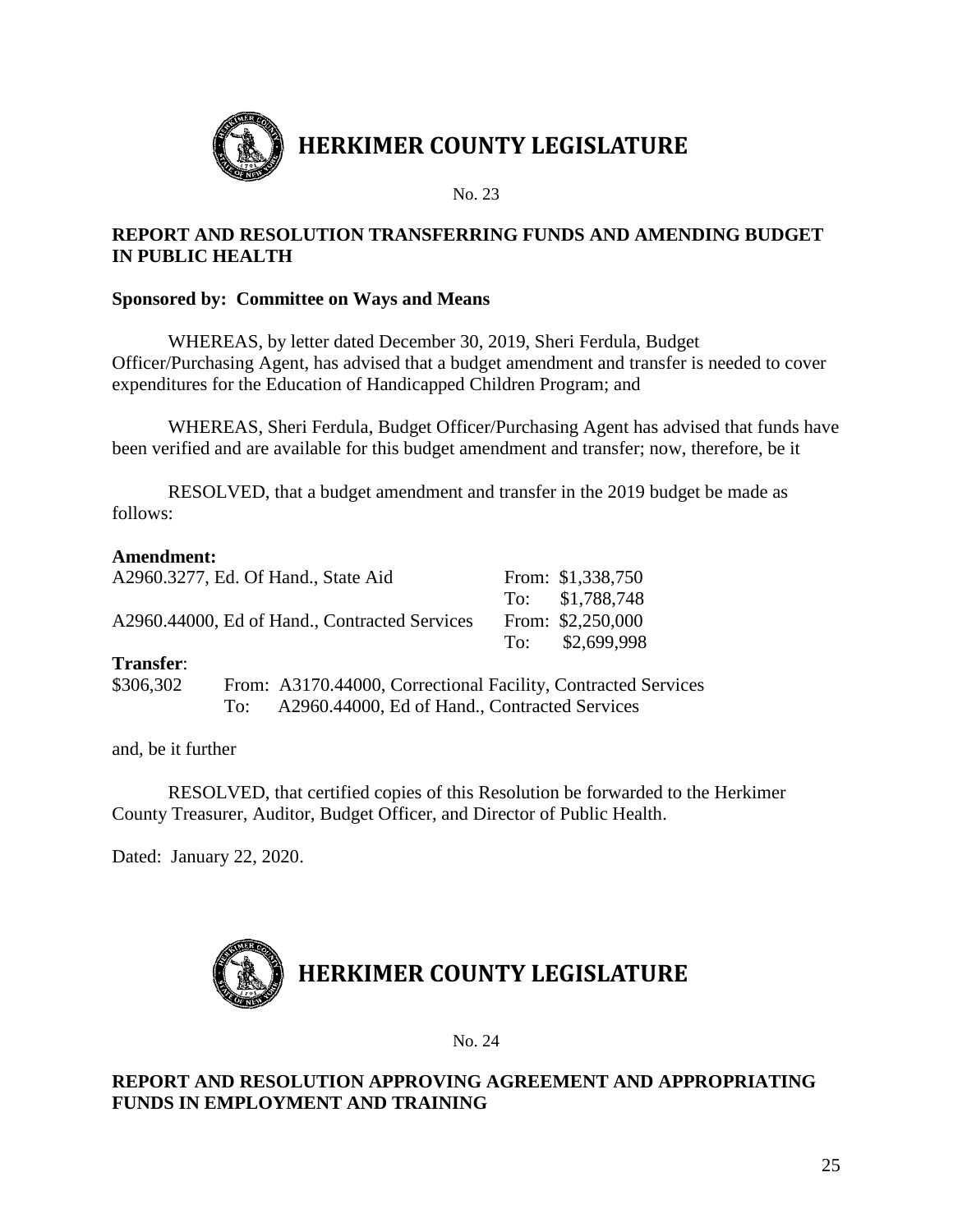# HERKIMER COUNTY LEGISLATURE

No. 23

## REPORT AND RESOLUTION TRANSFERRING FUNDS AND AMENDING BUDGET IN PUBLIC HEALTH

**Sponsored by: Committee on Ways and Means**

WHEREAS, by letter dated December 30, 2019, Sheri Ferdula, Budget Officer/Purchasing Agent, has advised that a budget amendment and transfer is needed to cover expenditures for the Education of Handicapped Children Program; and

WHEREAS, Sheri Ferdula, Budget Officer/Purchasing Agent has advised that funds have been verified and are available for this budget amendment and transfer; now, therefore, be it

RESOLVED, that a budget amendment and transfer in the 2019 budget be made as follows:

**Amendment:**

| | |
|---|---|
| A2960.3277, Ed. Of Hand., State Aid | From: $1,338,750 |
| | To: $1,788,748 |
| A2960.44000, Ed of Hand., Contracted Services | From: $2,250,000 |
| | To: $2,699,998 |

**Transfer**:

| | |
|---|---|
| $306,302 | From: A3170.44000, Correctional Facility, Contracted Services |
| | To: A2960.44000, Ed of Hand., Contracted Services |

and, be it further

RESOLVED, that certified copies of this Resolution be forwarded to the Herkimer County Treasurer, Auditor, Budget Officer, and Director of Public Health.

Dated: January 22, 2020.

# HERKIMER COUNTY LEGISLATURE

No. 24

## REPORT AND RESOLUTION APPROVING AGREEMENT AND APPROPRIATING FUNDS IN EMPLOYMENT AND TRAINING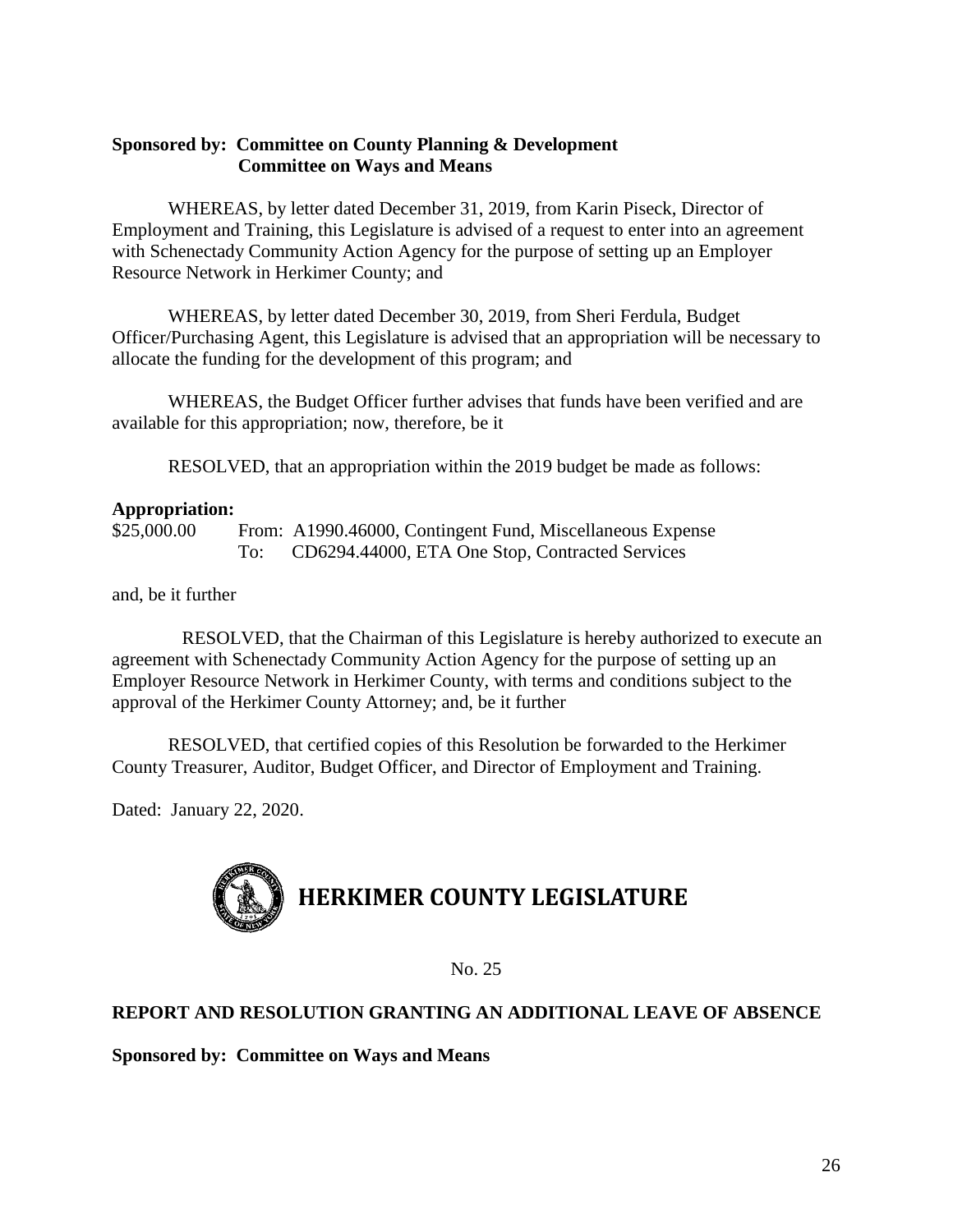**Sponsored by: Committee on County Planning & Development**
**Committee on Ways and Means**

WHEREAS, by letter dated December 31, 2019, from Karin Piseck, Director of Employment and Training, this Legislature is advised of a request to enter into an agreement with Schenectady Community Action Agency for the purpose of setting up an Employer Resource Network in Herkimer County; and

WHEREAS, by letter dated December 30, 2019, from Sheri Ferdula, Budget Officer/Purchasing Agent, this Legislature is advised that an appropriation will be necessary to allocate the funding for the development of this program; and

WHEREAS, the Budget Officer further advises that funds have been verified and are available for this appropriation; now, therefore, be it

RESOLVED, that an appropriation within the 2019 budget be made as follows:

**Appropriation:**

$25,000.00 From: A1990.46000, Contingent Fund, Miscellaneous Expense
To: CD6294.44000, ETA One Stop, Contracted Services

and, be it further

RESOLVED, that the Chairman of this Legislature is hereby authorized to execute an agreement with Schenectady Community Action Agency for the purpose of setting up an Employer Resource Network in Herkimer County, with terms and conditions subject to the approval of the Herkimer County Attorney; and, be it further

RESOLVED, that certified copies of this Resolution be forwarded to the Herkimer County Treasurer, Auditor, Budget Officer, and Director of Employment and Training.

Dated: January 22, 2020.

# HERKIMER COUNTY LEGISLATURE

No. 25

## REPORT AND RESOLUTION GRANTING AN ADDITIONAL LEAVE OF ABSENCE

**Sponsored by: Committee on Ways and Means**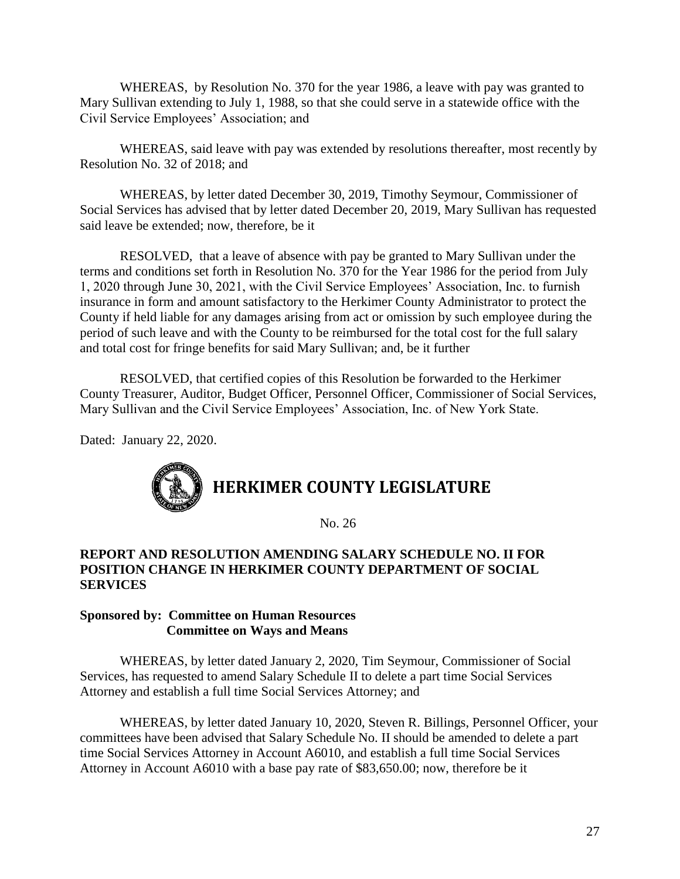WHEREAS, by Resolution No. 370 for the year 1986, a leave with pay was granted to Mary Sullivan extending to July 1, 1988, so that she could serve in a statewide office with the Civil Service Employees' Association; and

WHEREAS, said leave with pay was extended by resolutions thereafter, most recently by Resolution No. 32 of 2018; and

WHEREAS, by letter dated December 30, 2019, Timothy Seymour, Commissioner of Social Services has advised that by letter dated December 20, 2019, Mary Sullivan has requested said leave be extended; now, therefore, be it

RESOLVED, that a leave of absence with pay be granted to Mary Sullivan under the terms and conditions set forth in Resolution No. 370 for the Year 1986 for the period from July 1, 2020 through June 30, 2021, with the Civil Service Employees' Association, Inc. to furnish insurance in form and amount satisfactory to the Herkimer County Administrator to protect the County if held liable for any damages arising from act or omission by such employee during the period of such leave and with the County to be reimbursed for the total cost for the full salary and total cost for fringe benefits for said Mary Sullivan; and, be it further

RESOLVED, that certified copies of this Resolution be forwarded to the Herkimer County Treasurer, Auditor, Budget Officer, Personnel Officer, Commissioner of Social Services, Mary Sullivan and the Civil Service Employees' Association, Inc. of New York State.

Dated: January 22, 2020.

# HERKIMER COUNTY LEGISLATURE

No. 26

**REPORT AND RESOLUTION AMENDING SALARY SCHEDULE NO. II FOR POSITION CHANGE IN HERKIMER COUNTY DEPARTMENT OF SOCIAL SERVICES**

**Sponsored by: Committee on Human Resources**
**Committee on Ways and Means**

WHEREAS, by letter dated January 2, 2020, Tim Seymour, Commissioner of Social Services, has requested to amend Salary Schedule II to delete a part time Social Services Attorney and establish a full time Social Services Attorney; and

WHEREAS, by letter dated January 10, 2020, Steven R. Billings, Personnel Officer, your committees have been advised that Salary Schedule No. II should be amended to delete a part time Social Services Attorney in Account A6010, and establish a full time Social Services Attorney in Account A6010 with a base pay rate of $83,650.00; now, therefore be it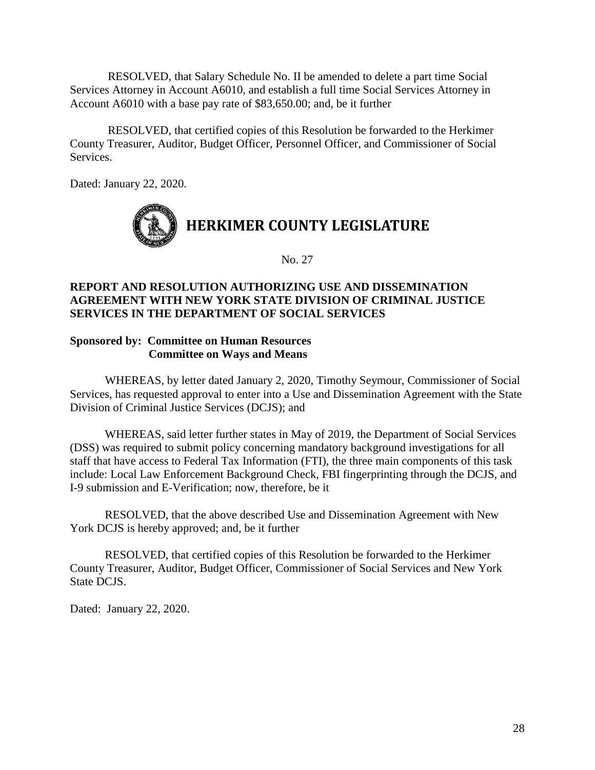RESOLVED, that Salary Schedule No. II be amended to delete a part time Social Services Attorney in Account A6010, and establish a full time Social Services Attorney in Account A6010 with a base pay rate of $83,650.00; and, be it further

RESOLVED, that certified copies of this Resolution be forwarded to the Herkimer County Treasurer, Auditor, Budget Officer, Personnel Officer, and Commissioner of Social Services.

Dated: January 22, 2020.

# HERKIMER COUNTY LEGISLATURE

No. 27

**REPORT AND RESOLUTION AUTHORIZING USE AND DISSEMINATION AGREEMENT WITH NEW YORK STATE DIVISION OF CRIMINAL JUSTICE SERVICES IN THE DEPARTMENT OF SOCIAL SERVICES**

**Sponsored by: Committee on Human Resources**
**Committee on Ways and Means**

WHEREAS, by letter dated January 2, 2020, Timothy Seymour, Commissioner of Social Services, has requested approval to enter into a Use and Dissemination Agreement with the State Division of Criminal Justice Services (DCJS); and

WHEREAS, said letter further states in May of 2019, the Department of Social Services (DSS) was required to submit policy concerning mandatory background investigations for all staff that have access to Federal Tax Information (FTI), the three main components of this task include: Local Law Enforcement Background Check, FBI fingerprinting through the DCJS, and I-9 submission and E-Verification; now, therefore, be it

RESOLVED, that the above described Use and Dissemination Agreement with New York DCJS is hereby approved; and, be it further

RESOLVED, that certified copies of this Resolution be forwarded to the Herkimer County Treasurer, Auditor, Budget Officer, Commissioner of Social Services and New York State DCJS.

Dated: January 22, 2020.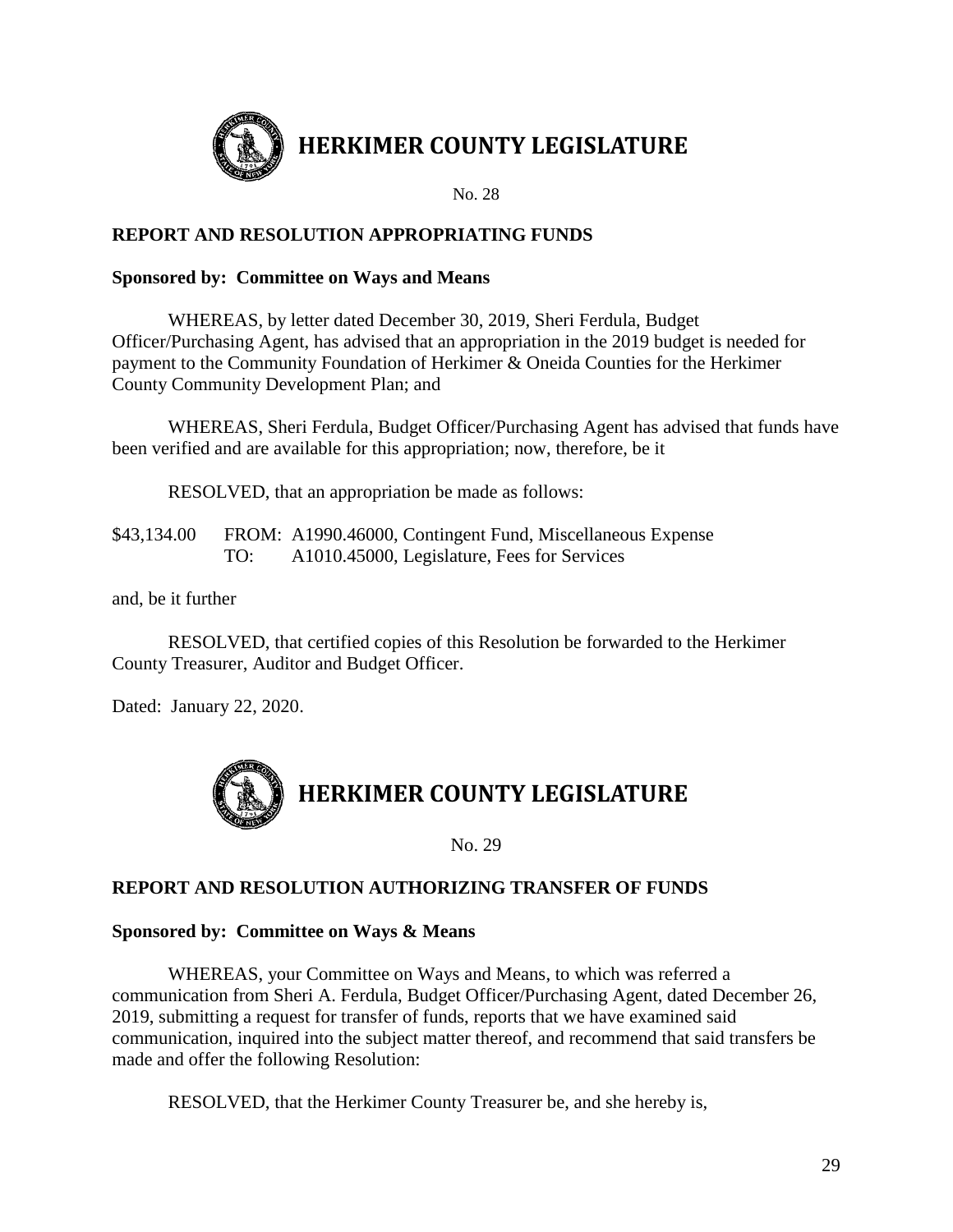# HERKIMER COUNTY LEGISLATURE

No. 28

## REPORT AND RESOLUTION APPROPRIATING FUNDS

**Sponsored by: Committee on Ways and Means**

WHEREAS, by letter dated December 30, 2019, Sheri Ferdula, Budget Officer/Purchasing Agent, has advised that an appropriation in the 2019 budget is needed for payment to the Community Foundation of Herkimer & Oneida Counties for the Herkimer County Community Development Plan; and

WHEREAS, Sheri Ferdula, Budget Officer/Purchasing Agent has advised that funds have been verified and are available for this appropriation; now, therefore, be it

RESOLVED, that an appropriation be made as follows:

\$43,134.00 FROM: A1990.46000, Contingent Fund, Miscellaneous Expense
TO: A1010.45000, Legislature, Fees for Services

and, be it further

RESOLVED, that certified copies of this Resolution be forwarded to the Herkimer County Treasurer, Auditor and Budget Officer.

Dated: January 22, 2020.

# HERKIMER COUNTY LEGISLATURE

No. 29

## REPORT AND RESOLUTION AUTHORIZING TRANSFER OF FUNDS

**Sponsored by: Committee on Ways & Means**

WHEREAS, your Committee on Ways and Means, to which was referred a communication from Sheri A. Ferdula, Budget Officer/Purchasing Agent, dated December 26, 2019, submitting a request for transfer of funds, reports that we have examined said communication, inquired into the subject matter thereof, and recommend that said transfers be made and offer the following Resolution:

RESOLVED, that the Herkimer County Treasurer be, and she hereby is,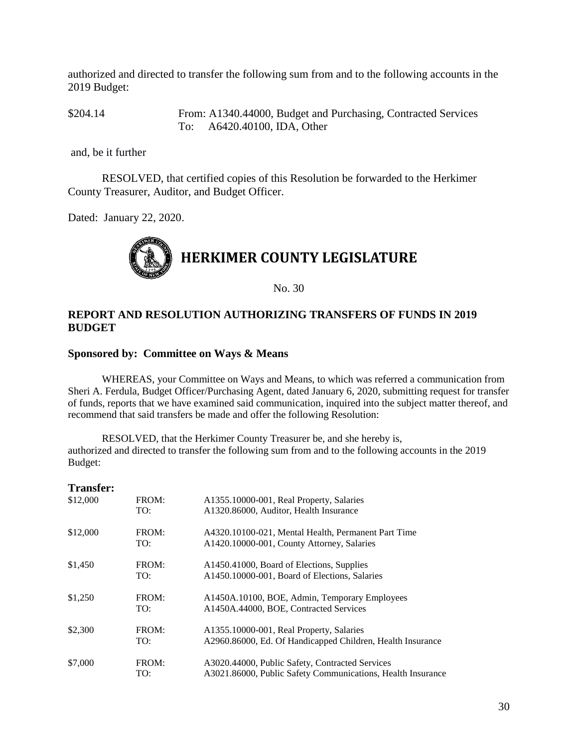authorized and directed to transfer the following sum from and to the following accounts in the 2019 Budget:

| | |
|---|---|
| $204.14 | From: A1340.44000, Budget and Purchasing, Contracted Services |
| | To: A6420.40100, IDA, Other |

and, be it further

RESOLVED, that certified copies of this Resolution be forwarded to the Herkimer County Treasurer, Auditor, and Budget Officer.

Dated: January 22, 2020.

# HERKIMER COUNTY LEGISLATURE

No. 30

## REPORT AND RESOLUTION AUTHORIZING TRANSFERS OF FUNDS IN 2019 BUDGET

**Sponsored by: Committee on Ways & Means**

WHEREAS, your Committee on Ways and Means, to which was referred a communication from Sheri A. Ferdula, Budget Officer/Purchasing Agent, dated January 6, 2020, submitting request for transfer of funds, reports that we have examined said communication, inquired into the subject matter thereof, and recommend that said transfers be made and offer the following Resolution:

RESOLVED, that the Herkimer County Treasurer be, and she hereby is, authorized and directed to transfer the following sum from and to the following accounts in the 2019 Budget:

**Transfer:**

| | | |
|---|---|---|
| $12,000 | FROM: | A1355.10000-001, Real Property, Salaries |
| | TO: | A1320.86000, Auditor, Health Insurance |
| $12,000 | FROM: | A4320.10100-021, Mental Health, Permanent Part Time |
| | TO: | A1420.10000-001, County Attorney, Salaries |
| $1,450 | FROM: | A1450.41000, Board of Elections, Supplies |
| | TO: | A1450.10000-001, Board of Elections, Salaries |
| $1,250 | FROM: | A1450A.10100, BOE, Admin, Temporary Employees |
| | TO: | A1450A.44000, BOE, Contracted Services |
| $2,300 | FROM: | A1355.10000-001, Real Property, Salaries |
| | TO: | A2960.86000, Ed. Of Handicapped Children, Health Insurance |
| $7,000 | FROM: | A3020.44000, Public Safety, Contracted Services |
| | TO: | A3021.86000, Public Safety Communications, Health Insurance |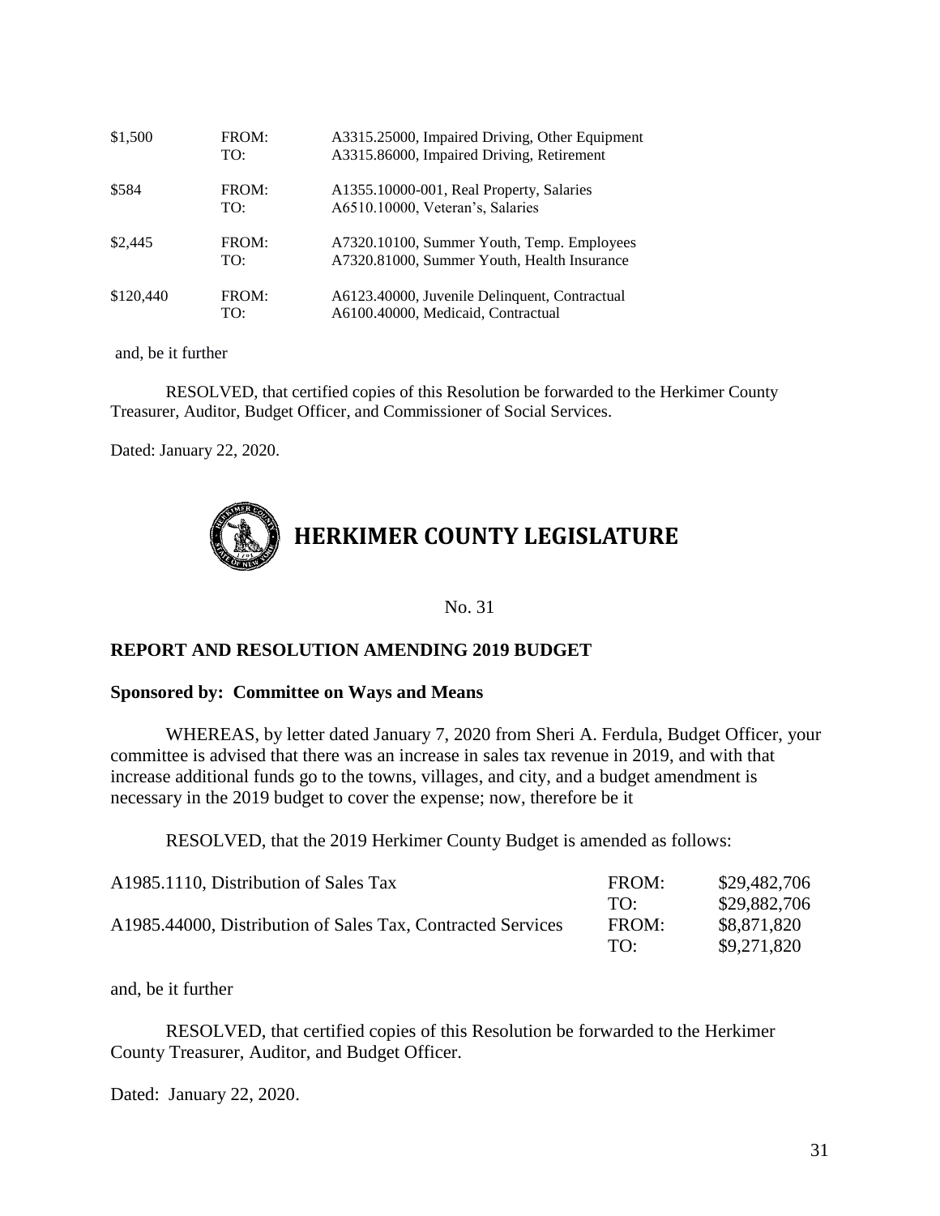| | | |
|---|---|---|
| $1,500 | FROM: | A3315.25000, Impaired Driving, Other Equipment |
| | TO: | A3315.86000, Impaired Driving, Retirement |
| $584 | FROM: | A1355.10000-001, Real Property, Salaries |
| | TO: | A6510.10000, Veteran's, Salaries |
| $2,445 | FROM: | A7320.10100, Summer Youth, Temp. Employees |
| | TO: | A7320.81000, Summer Youth, Health Insurance |
| $120,440 | FROM: | A6123.40000, Juvenile Delinquent, Contractual |
| | TO: | A6100.40000, Medicaid, Contractual |

and, be it further

RESOLVED, that certified copies of this Resolution be forwarded to the Herkimer County Treasurer, Auditor, Budget Officer, and Commissioner of Social Services.

Dated: January 22, 2020.

# HERKIMER COUNTY LEGISLATURE

No. 31

**REPORT AND RESOLUTION AMENDING 2019 BUDGET**

**Sponsored by: Committee on Ways and Means**

WHEREAS, by letter dated January 7, 2020 from Sheri A. Ferdula, Budget Officer, your committee is advised that there was an increase in sales tax revenue in 2019, and with that increase additional funds go to the towns, villages, and city, and a budget amendment is necessary in the 2019 budget to cover the expense; now, therefore be it

RESOLVED, that the 2019 Herkimer County Budget is amended as follows:

| | | |
|---|---|---|
| A1985.1110, Distribution of Sales Tax | FROM: | $29,482,706 |
| | TO: | $29,882,706 |
| A1985.44000, Distribution of Sales Tax, Contracted Services | FROM: | $8,871,820 |
| | TO: | $9,271,820 |

and, be it further

RESOLVED, that certified copies of this Resolution be forwarded to the Herkimer County Treasurer, Auditor, and Budget Officer.

Dated: January 22, 2020.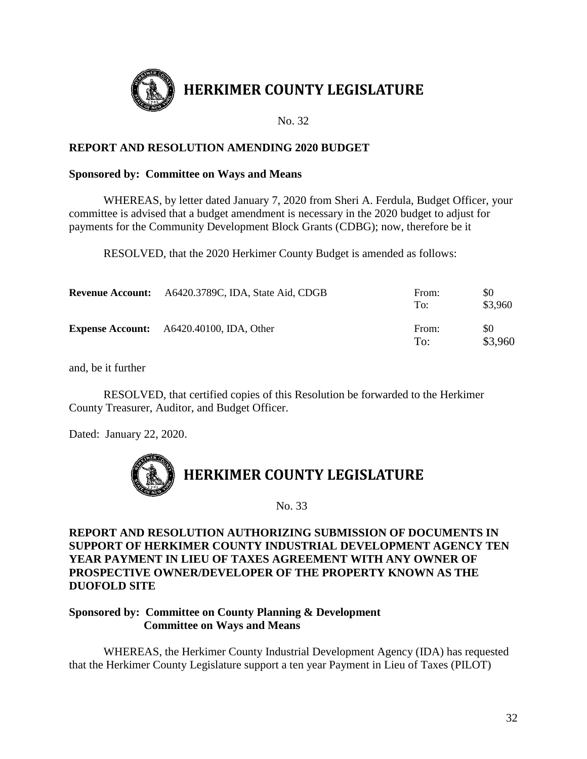# HERKIMER COUNTY LEGISLATURE

No. 32

**REPORT AND RESOLUTION AMENDING 2020 BUDGET**

**Sponsored by: Committee on Ways and Means**

WHEREAS, by letter dated January 7, 2020 from Sheri A. Ferdula, Budget Officer, your committee is advised that a budget amendment is necessary in the 2020 budget to adjust for payments for the Community Development Block Grants (CDBG); now, therefore be it

RESOLVED, that the 2020 Herkimer County Budget is amended as follows:

| | | | |
|---|---|---|---|
| **Revenue Account:** | A6420.3789C, IDA, State Aid, CDGB | From: | $0 |
| | | To: | $3,960 |
| **Expense Account:** | A6420.40100, IDA, Other | From: | $0 |
| | | To: | $3,960 |

and, be it further

RESOLVED, that certified copies of this Resolution be forwarded to the Herkimer County Treasurer, Auditor, and Budget Officer.

Dated: January 22, 2020.

# HERKIMER COUNTY LEGISLATURE

No. 33

**REPORT AND RESOLUTION AUTHORIZING SUBMISSION OF DOCUMENTS IN SUPPORT OF HERKIMER COUNTY INDUSTRIAL DEVELOPMENT AGENCY TEN YEAR PAYMENT IN LIEU OF TAXES AGREEMENT WITH ANY OWNER OF PROSPECTIVE OWNER/DEVELOPER OF THE PROPERTY KNOWN AS THE DUOFOLD SITE**

**Sponsored by: Committee on County Planning & Development**
**Committee on Ways and Means**

WHEREAS, the Herkimer County Industrial Development Agency (IDA) has requested that the Herkimer County Legislature support a ten year Payment in Lieu of Taxes (PILOT)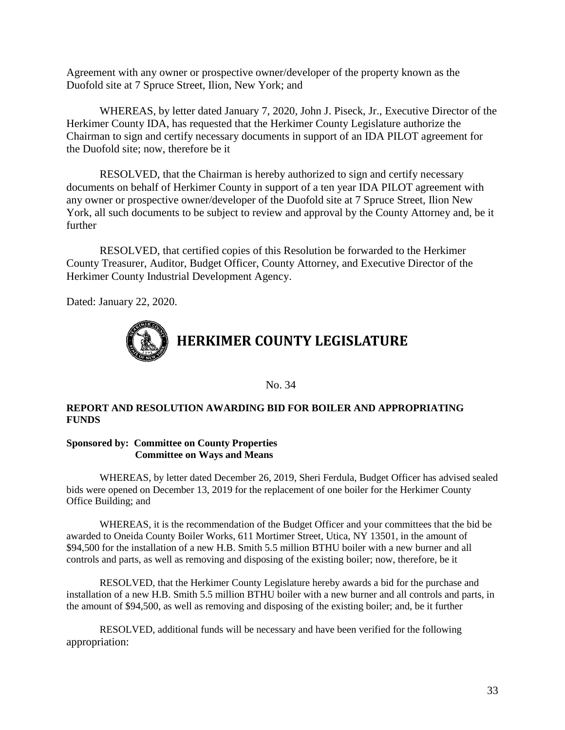Agreement with any owner or prospective owner/developer of the property known as the Duofold site at 7 Spruce Street, Ilion, New York; and

WHEREAS, by letter dated January 7, 2020, John J. Piseck, Jr., Executive Director of the Herkimer County IDA, has requested that the Herkimer County Legislature authorize the Chairman to sign and certify necessary documents in support of an IDA PILOT agreement for the Duofold site; now, therefore be it

RESOLVED, that the Chairman is hereby authorized to sign and certify necessary documents on behalf of Herkimer County in support of a ten year IDA PILOT agreement with any owner or prospective owner/developer of the Duofold site at 7 Spruce Street, Ilion New York, all such documents to be subject to review and approval by the County Attorney and, be it further

RESOLVED, that certified copies of this Resolution be forwarded to the Herkimer County Treasurer, Auditor, Budget Officer, County Attorney, and Executive Director of the Herkimer County Industrial Development Agency.

Dated: January 22, 2020.

# HERKIMER COUNTY LEGISLATURE

No. 34

**REPORT AND RESOLUTION AWARDING BID FOR BOILER AND APPROPRIATING FUNDS**

**Sponsored by: Committee on County Properties**
**Committee on Ways and Means**

WHEREAS, by letter dated December 26, 2019, Sheri Ferdula, Budget Officer has advised sealed bids were opened on December 13, 2019 for the replacement of one boiler for the Herkimer County Office Building; and

WHEREAS, it is the recommendation of the Budget Officer and your committees that the bid be awarded to Oneida County Boiler Works, 611 Mortimer Street, Utica, NY 13501, in the amount of $94,500 for the installation of a new H.B. Smith 5.5 million BTHU boiler with a new burner and all controls and parts, as well as removing and disposing of the existing boiler; now, therefore, be it

RESOLVED, that the Herkimer County Legislature hereby awards a bid for the purchase and installation of a new H.B. Smith 5.5 million BTHU boiler with a new burner and all controls and parts, in the amount of $94,500, as well as removing and disposing of the existing boiler; and, be it further

RESOLVED, additional funds will be necessary and have been verified for the following appropriation: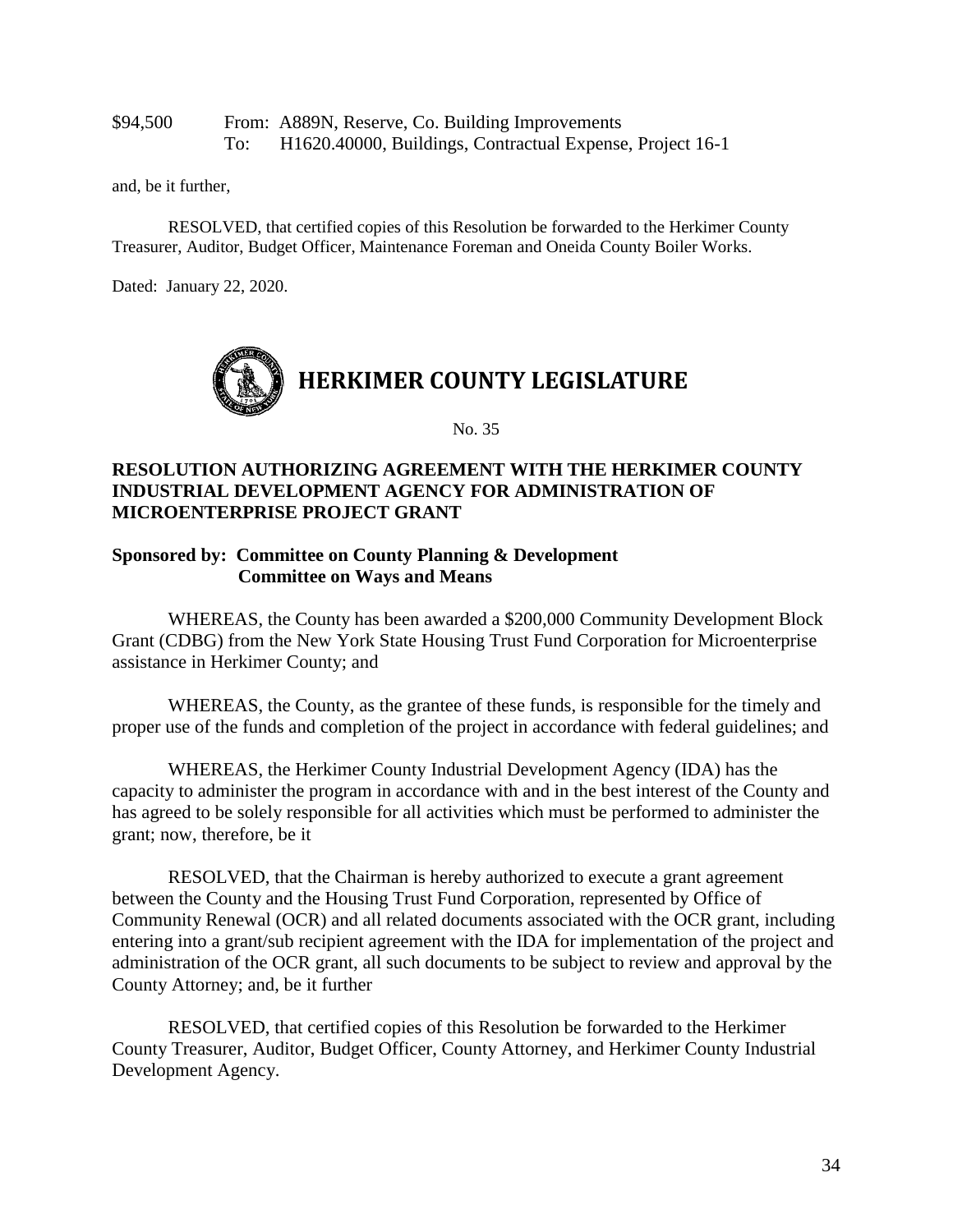$94,500 From: A889N, Reserve, Co. Building Improvements
To: H1620.40000, Buildings, Contractual Expense, Project 16-1

and, be it further,

RESOLVED, that certified copies of this Resolution be forwarded to the Herkimer County Treasurer, Auditor, Budget Officer, Maintenance Foreman and Oneida County Boiler Works.

Dated: January 22, 2020.

# HERKIMER COUNTY LEGISLATURE

No. 35

**RESOLUTION AUTHORIZING AGREEMENT WITH THE HERKIMER COUNTY INDUSTRIAL DEVELOPMENT AGENCY FOR ADMINISTRATION OF MICROENTERPRISE PROJECT GRANT**

**Sponsored by: Committee on County Planning & Development**
**Committee on Ways and Means**

WHEREAS, the County has been awarded a $200,000 Community Development Block Grant (CDBG) from the New York State Housing Trust Fund Corporation for Microenterprise assistance in Herkimer County; and

WHEREAS, the County, as the grantee of these funds, is responsible for the timely and proper use of the funds and completion of the project in accordance with federal guidelines; and

WHEREAS, the Herkimer County Industrial Development Agency (IDA) has the capacity to administer the program in accordance with and in the best interest of the County and has agreed to be solely responsible for all activities which must be performed to administer the grant; now, therefore, be it

RESOLVED, that the Chairman is hereby authorized to execute a grant agreement between the County and the Housing Trust Fund Corporation, represented by Office of Community Renewal (OCR) and all related documents associated with the OCR grant, including entering into a grant/sub recipient agreement with the IDA for implementation of the project and administration of the OCR grant, all such documents to be subject to review and approval by the County Attorney; and, be it further

RESOLVED, that certified copies of this Resolution be forwarded to the Herkimer County Treasurer, Auditor, Budget Officer, County Attorney, and Herkimer County Industrial Development Agency.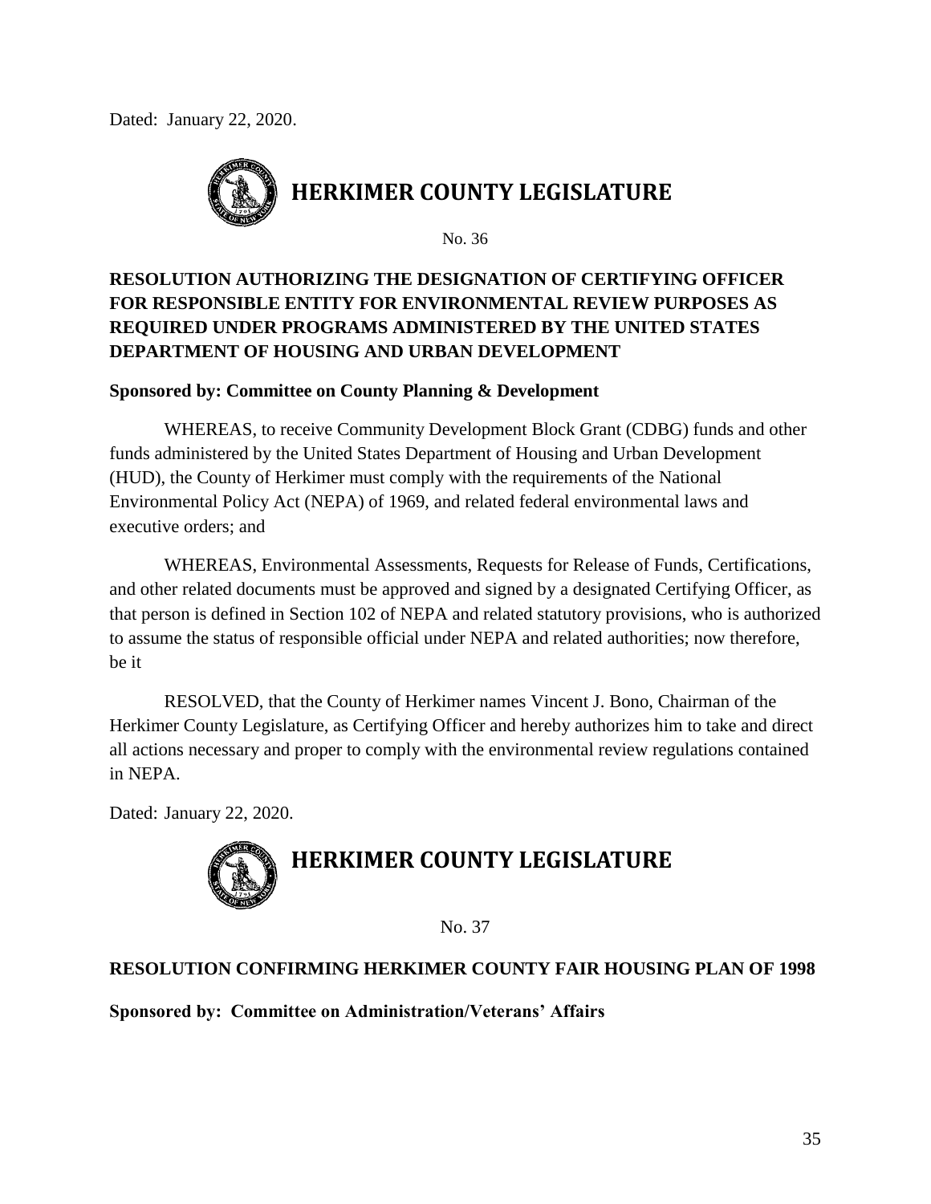Dated: January 22, 2020.

## HERKIMER COUNTY LEGISLATURE

No. 36

**RESOLUTION AUTHORIZING THE DESIGNATION OF CERTIFYING OFFICER FOR RESPONSIBLE ENTITY FOR ENVIRONMENTAL REVIEW PURPOSES AS REQUIRED UNDER PROGRAMS ADMINISTERED BY THE UNITED STATES DEPARTMENT OF HOUSING AND URBAN DEVELOPMENT**

**Sponsored by: Committee on County Planning & Development**

WHEREAS, to receive Community Development Block Grant (CDBG) funds and other funds administered by the United States Department of Housing and Urban Development (HUD), the County of Herkimer must comply with the requirements of the National Environmental Policy Act (NEPA) of 1969, and related federal environmental laws and executive orders; and

WHEREAS, Environmental Assessments, Requests for Release of Funds, Certifications, and other related documents must be approved and signed by a designated Certifying Officer, as that person is defined in Section 102 of NEPA and related statutory provisions, who is authorized to assume the status of responsible official under NEPA and related authorities; now therefore, be it

RESOLVED, that the County of Herkimer names Vincent J. Bono, Chairman of the Herkimer County Legislature, as Certifying Officer and hereby authorizes him to take and direct all actions necessary and proper to comply with the environmental review regulations contained in NEPA.

Dated: January 22, 2020.

## HERKIMER COUNTY LEGISLATURE

No. 37

**RESOLUTION CONFIRMING HERKIMER COUNTY FAIR HOUSING PLAN OF 1998**

**Sponsored by: Committee on Administration/Veterans' Affairs**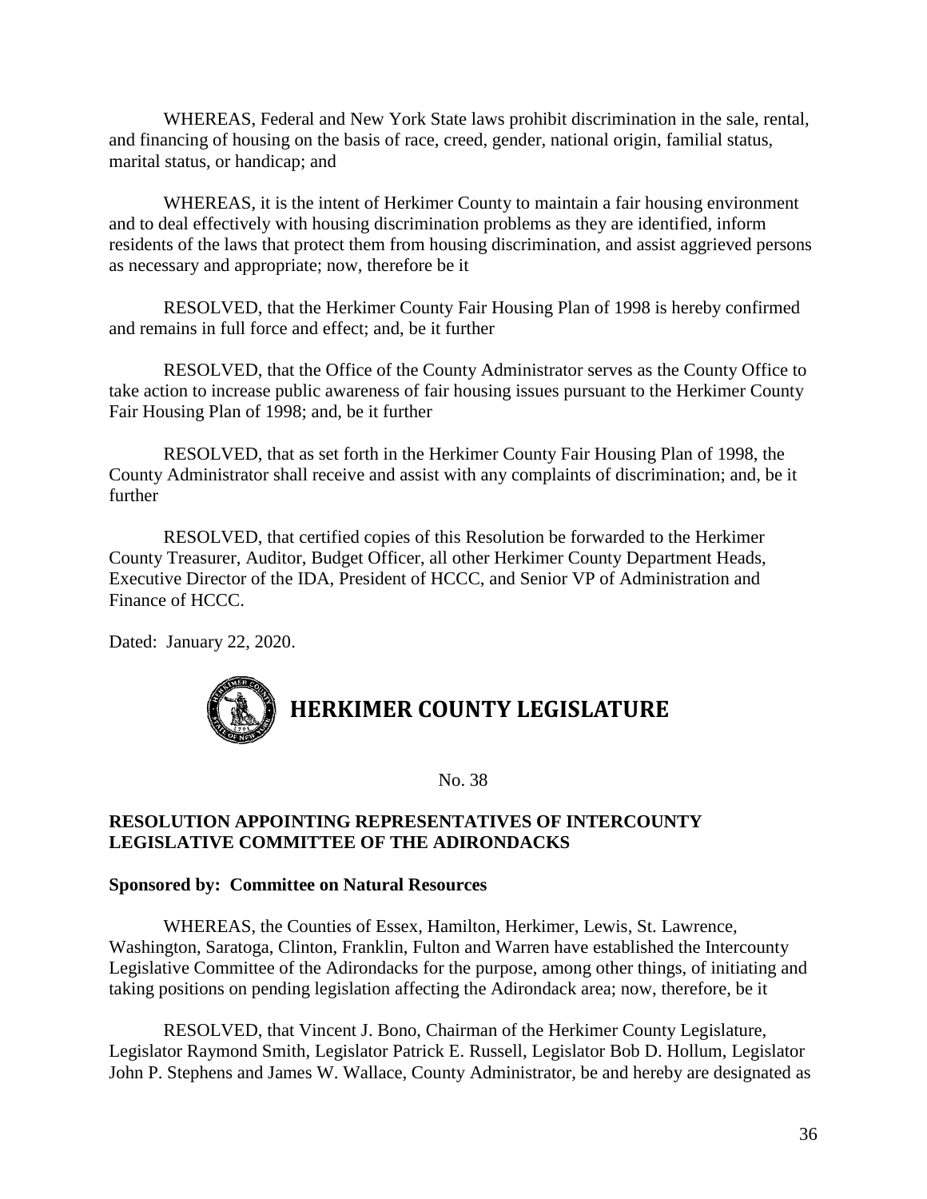WHEREAS, Federal and New York State laws prohibit discrimination in the sale, rental, and financing of housing on the basis of race, creed, gender, national origin, familial status, marital status, or handicap; and

WHEREAS, it is the intent of Herkimer County to maintain a fair housing environment and to deal effectively with housing discrimination problems as they are identified, inform residents of the laws that protect them from housing discrimination, and assist aggrieved persons as necessary and appropriate; now, therefore be it

RESOLVED, that the Herkimer County Fair Housing Plan of 1998 is hereby confirmed and remains in full force and effect; and, be it further

RESOLVED, that the Office of the County Administrator serves as the County Office to take action to increase public awareness of fair housing issues pursuant to the Herkimer County Fair Housing Plan of 1998; and, be it further

RESOLVED, that as set forth in the Herkimer County Fair Housing Plan of 1998, the County Administrator shall receive and assist with any complaints of discrimination; and, be it further

RESOLVED, that certified copies of this Resolution be forwarded to the Herkimer County Treasurer, Auditor, Budget Officer, all other Herkimer County Department Heads, Executive Director of the IDA, President of HCCC, and Senior VP of Administration and Finance of HCCC.

Dated: January 22, 2020.

# HERKIMER COUNTY LEGISLATURE

No. 38

**RESOLUTION APPOINTING REPRESENTATIVES OF INTERCOUNTY LEGISLATIVE COMMITTEE OF THE ADIRONDACKS**

**Sponsored by: Committee on Natural Resources**

WHEREAS, the Counties of Essex, Hamilton, Herkimer, Lewis, St. Lawrence, Washington, Saratoga, Clinton, Franklin, Fulton and Warren have established the Intercounty Legislative Committee of the Adirondacks for the purpose, among other things, of initiating and taking positions on pending legislation affecting the Adirondack area; now, therefore, be it

RESOLVED, that Vincent J. Bono, Chairman of the Herkimer County Legislature, Legislator Raymond Smith, Legislator Patrick E. Russell, Legislator Bob D. Hollum, Legislator John P. Stephens and James W. Wallace, County Administrator, be and hereby are designated as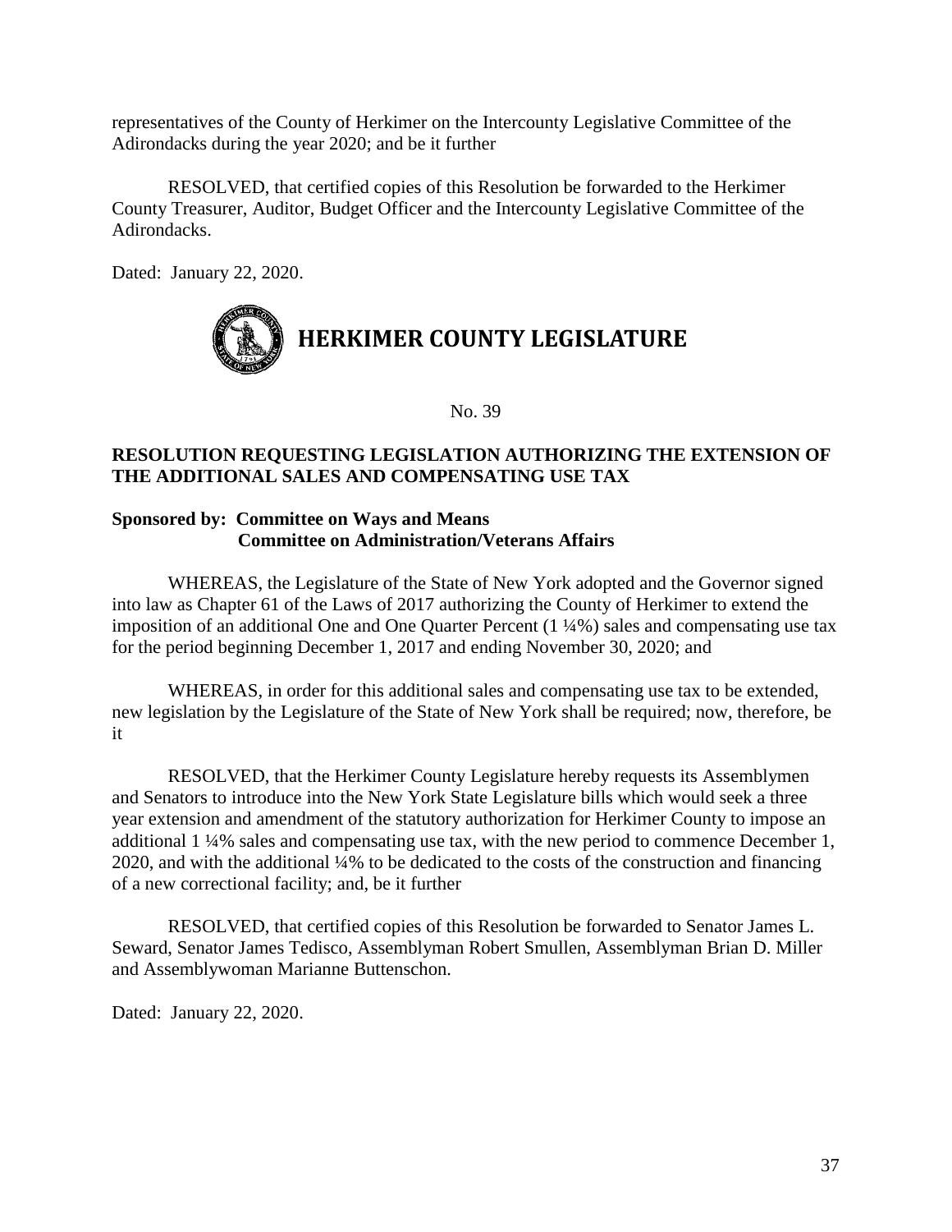representatives of the County of Herkimer on the Intercounty Legislative Committee of the Adirondacks during the year 2020; and be it further

RESOLVED, that certified copies of this Resolution be forwarded to the Herkimer County Treasurer, Auditor, Budget Officer and the Intercounty Legislative Committee of the Adirondacks.

Dated: January 22, 2020.

# HERKIMER COUNTY LEGISLATURE

No. 39

**RESOLUTION REQUESTING LEGISLATION AUTHORIZING THE EXTENSION OF THE ADDITIONAL SALES AND COMPENSATING USE TAX**

**Sponsored by: Committee on Ways and Means**
**Committee on Administration/Veterans Affairs**

WHEREAS, the Legislature of the State of New York adopted and the Governor signed into law as Chapter 61 of the Laws of 2017 authorizing the County of Herkimer to extend the imposition of an additional One and One Quarter Percent (1 ¼%) sales and compensating use tax for the period beginning December 1, 2017 and ending November 30, 2020; and

WHEREAS, in order for this additional sales and compensating use tax to be extended, new legislation by the Legislature of the State of New York shall be required; now, therefore, be it

RESOLVED, that the Herkimer County Legislature hereby requests its Assemblymen and Senators to introduce into the New York State Legislature bills which would seek a three year extension and amendment of the statutory authorization for Herkimer County to impose an additional 1 ¼% sales and compensating use tax, with the new period to commence December 1, 2020, and with the additional ¼% to be dedicated to the costs of the construction and financing of a new correctional facility; and, be it further

RESOLVED, that certified copies of this Resolution be forwarded to Senator James L. Seward, Senator James Tedisco, Assemblyman Robert Smullen, Assemblyman Brian D. Miller and Assemblywoman Marianne Buttenschon.

Dated: January 22, 2020.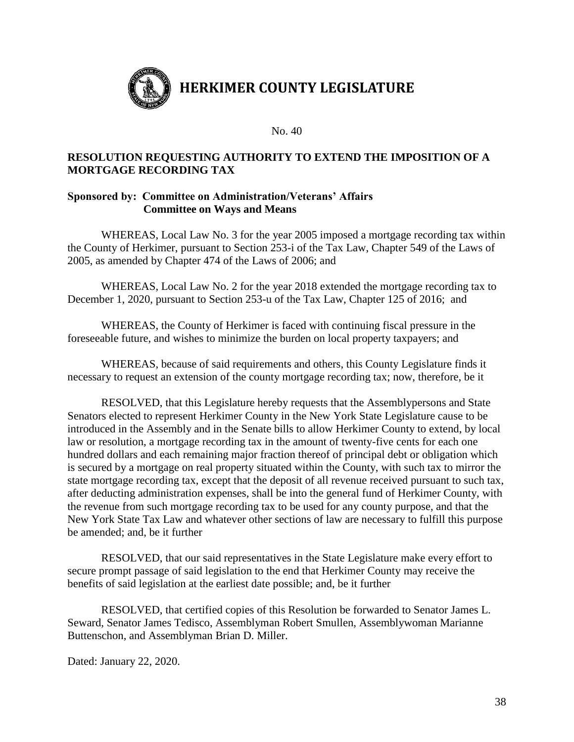# HERKIMER COUNTY LEGISLATURE

No. 40

## RESOLUTION REQUESTING AUTHORITY TO EXTEND THE IMPOSITION OF A MORTGAGE RECORDING TAX

**Sponsored by: Committee on Administration/Veterans' Affairs**
**Committee on Ways and Means**

WHEREAS, Local Law No. 3 for the year 2005 imposed a mortgage recording tax within the County of Herkimer, pursuant to Section 253-i of the Tax Law, Chapter 549 of the Laws of 2005, as amended by Chapter 474 of the Laws of 2006; and

WHEREAS, Local Law No. 2 for the year 2018 extended the mortgage recording tax to December 1, 2020, pursuant to Section 253-u of the Tax Law, Chapter 125 of 2016; and

WHEREAS, the County of Herkimer is faced with continuing fiscal pressure in the foreseeable future, and wishes to minimize the burden on local property taxpayers; and

WHEREAS, because of said requirements and others, this County Legislature finds it necessary to request an extension of the county mortgage recording tax; now, therefore, be it

RESOLVED, that this Legislature hereby requests that the Assemblypersons and State Senators elected to represent Herkimer County in the New York State Legislature cause to be introduced in the Assembly and in the Senate bills to allow Herkimer County to extend, by local law or resolution, a mortgage recording tax in the amount of twenty-five cents for each one hundred dollars and each remaining major fraction thereof of principal debt or obligation which is secured by a mortgage on real property situated within the County, with such tax to mirror the state mortgage recording tax, except that the deposit of all revenue received pursuant to such tax, after deducting administration expenses, shall be into the general fund of Herkimer County, with the revenue from such mortgage recording tax to be used for any county purpose, and that the New York State Tax Law and whatever other sections of law are necessary to fulfill this purpose be amended; and, be it further

RESOLVED, that our said representatives in the State Legislature make every effort to secure prompt passage of said legislation to the end that Herkimer County may receive the benefits of said legislation at the earliest date possible; and, be it further

RESOLVED, that certified copies of this Resolution be forwarded to Senator James L. Seward, Senator James Tedisco, Assemblyman Robert Smullen, Assemblywoman Marianne Buttenschon, and Assemblyman Brian D. Miller.

Dated: January 22, 2020.